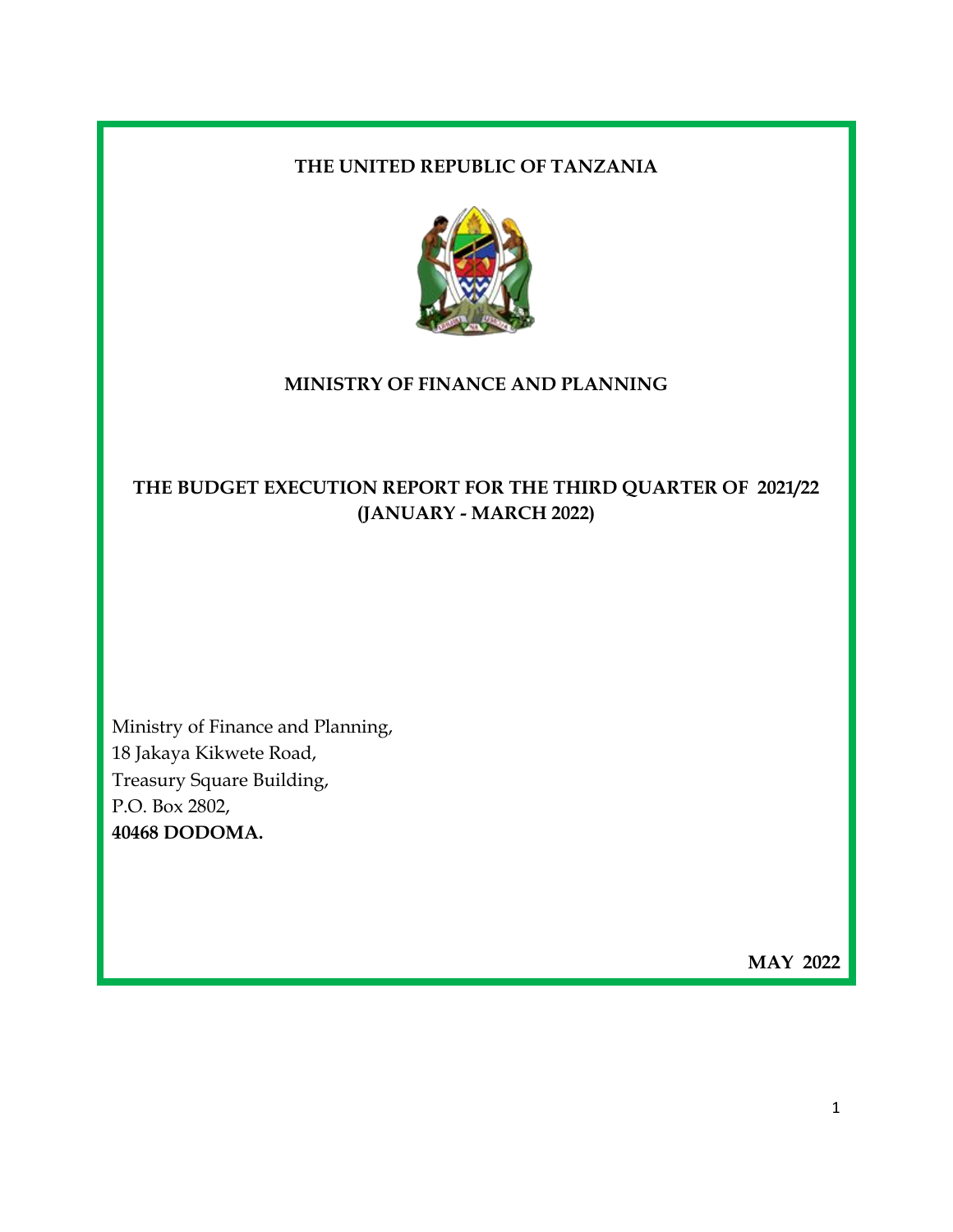**THE UNITED REPUBLIC OF TANZANIA**

**MINISTRY OF FINANCE AND PLANNING**

# THE BUDGET EXECUTION REPORT FOR THE THIRD QUARTER OF 2021/22 (JANUARY - MARCH 2022)

Ministry of Finance and Planning,
18 Jakaya Kikwete Road,
Treasury Square Building,
P.O. Box 2802,
**40468 DODOMA.**

**MAY 2022**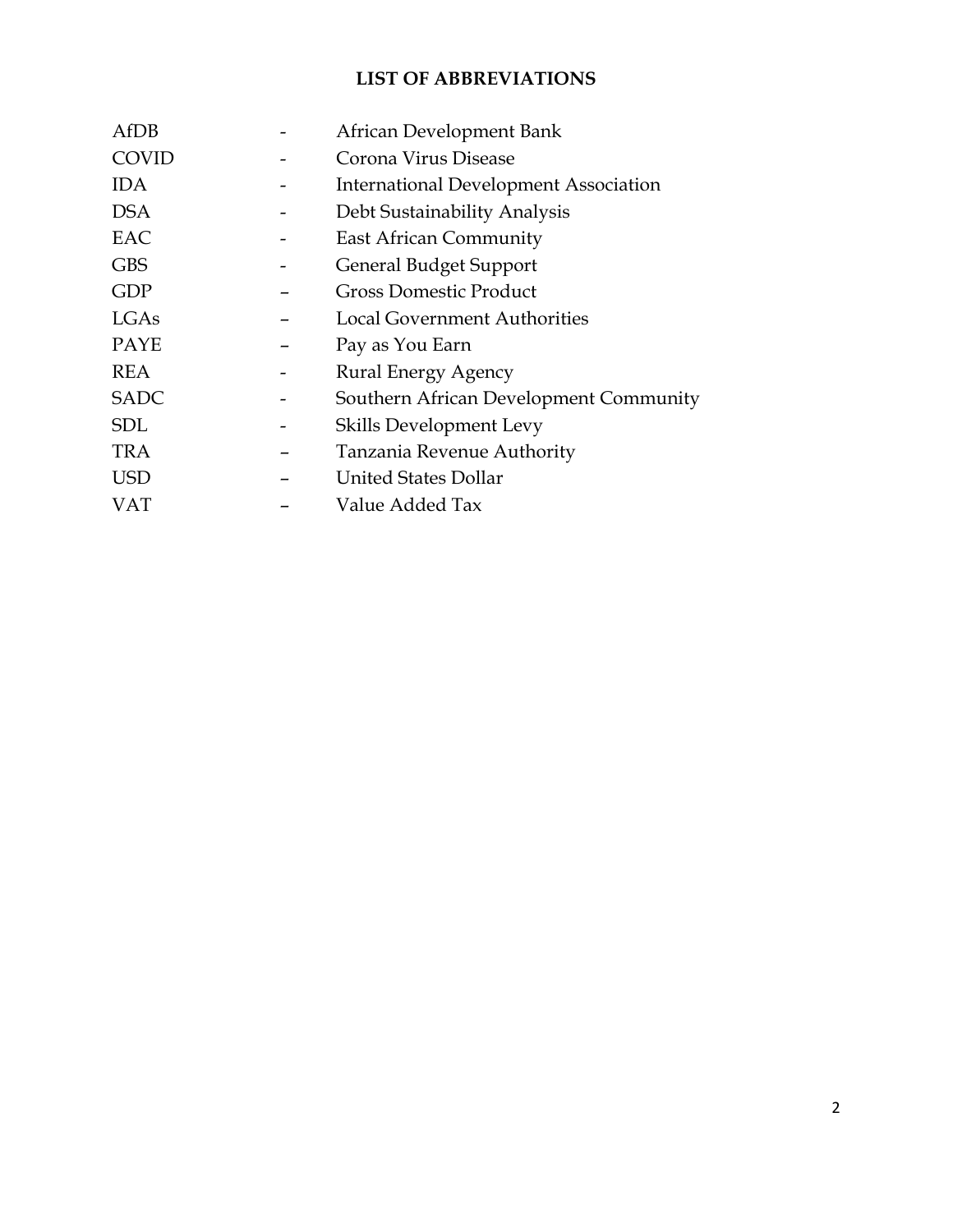## LIST OF ABBREVIATIONS

| | | |
|---|---|---|
| AfDB | - | African Development Bank |
| COVID | - | Corona Virus Disease |
| IDA | - | International Development Association |
| DSA | - | Debt Sustainability Analysis |
| EAC | - | East African Community |
| GBS | - | General Budget Support |
| GDP | – | Gross Domestic Product |
| LGAs | – | Local Government Authorities |
| PAYE | – | Pay as You Earn |
| REA | - | Rural Energy Agency |
| SADC | - | Southern African Development Community |
| SDL | - | Skills Development Levy |
| TRA | – | Tanzania Revenue Authority |
| USD | – | United States Dollar |
| VAT | – | Value Added Tax |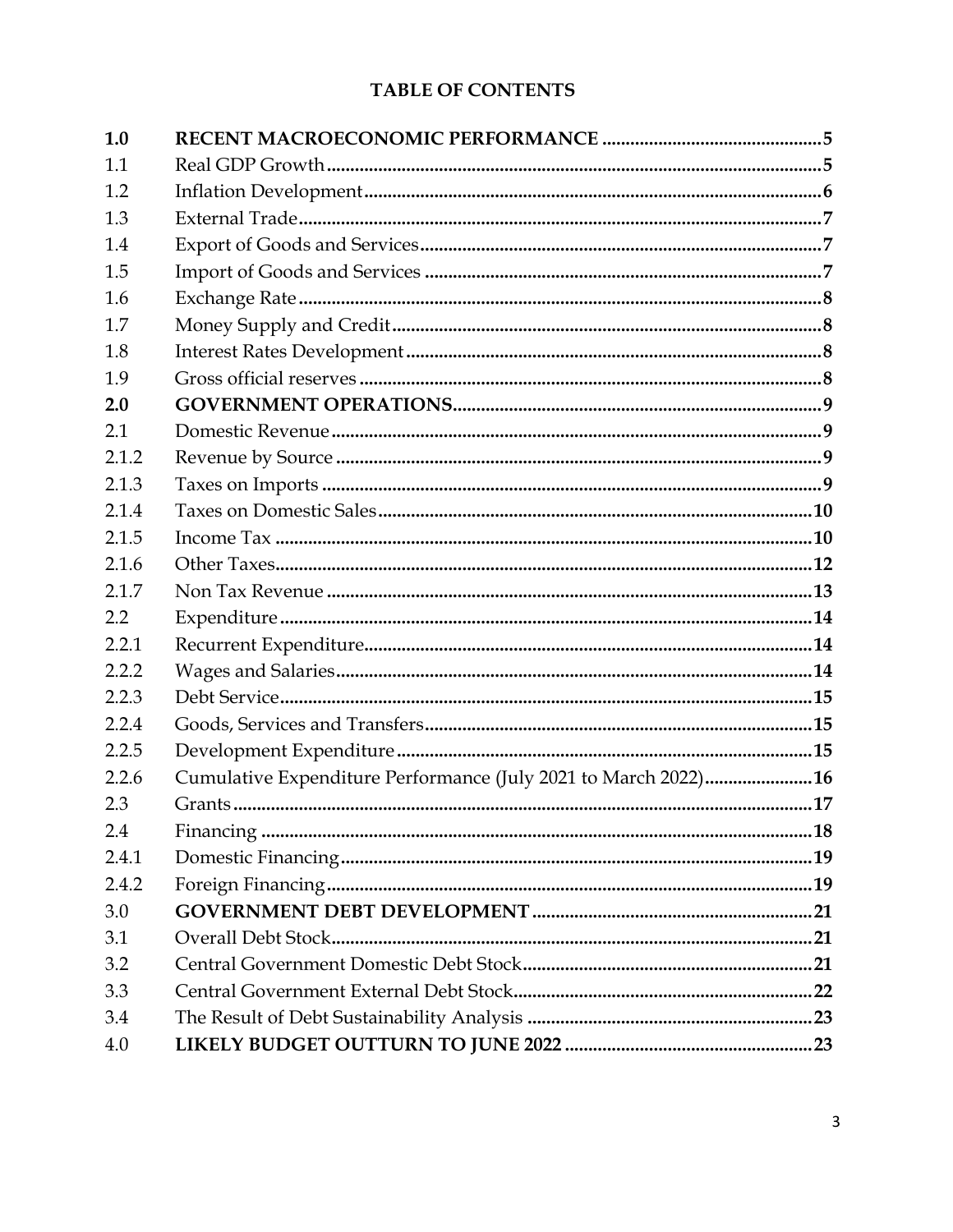# TABLE OF CONTENTS

| | | |
|---|---|---|
| **1.0** | **RECENT MACROECONOMIC PERFORMANCE** | **5** |
| 1.1 | Real GDP Growth | 5 |
| 1.2 | Inflation Development | 6 |
| 1.3 | External Trade | 7 |
| 1.4 | Export of Goods and Services | 7 |
| 1.5 | Import of Goods and Services | 7 |
| 1.6 | Exchange Rate | 8 |
| 1.7 | Money Supply and Credit | 8 |
| 1.8 | Interest Rates Development | 8 |
| 1.9 | Gross official reserves | 8 |
| **2.0** | **GOVERNMENT OPERATIONS** | **9** |
| 2.1 | Domestic Revenue | 9 |
| 2.1.2 | Revenue by Source | 9 |
| 2.1.3 | Taxes on Imports | 9 |
| 2.1.4 | Taxes on Domestic Sales | 10 |
| 2.1.5 | Income Tax | 10 |
| 2.1.6 | Other Taxes | 12 |
| 2.1.7 | Non Tax Revenue | 13 |
| 2.2 | Expenditure | 14 |
| 2.2.1 | Recurrent Expenditure | 14 |
| 2.2.2 | Wages and Salaries | 14 |
| 2.2.3 | Debt Service | 15 |
| 2.2.4 | Goods, Services and Transfers | 15 |
| 2.2.5 | Development Expenditure | 15 |
| 2.2.6 | Cumulative Expenditure Performance (July 2021 to March 2022) | 16 |
| 2.3 | Grants | 17 |
| 2.4 | Financing | 18 |
| 2.4.1 | Domestic Financing | 19 |
| 2.4.2 | Foreign Financing | 19 |
| 3.0 | **GOVERNMENT DEBT DEVELOPMENT** | **21** |
| 3.1 | Overall Debt Stock | 21 |
| 3.2 | Central Government Domestic Debt Stock | 21 |
| 3.3 | Central Government External Debt Stock | 22 |
| 3.4 | The Result of Debt Sustainability Analysis | 23 |
| 4.0 | **LIKELY BUDGET OUTTURN TO JUNE 2022** | **23** |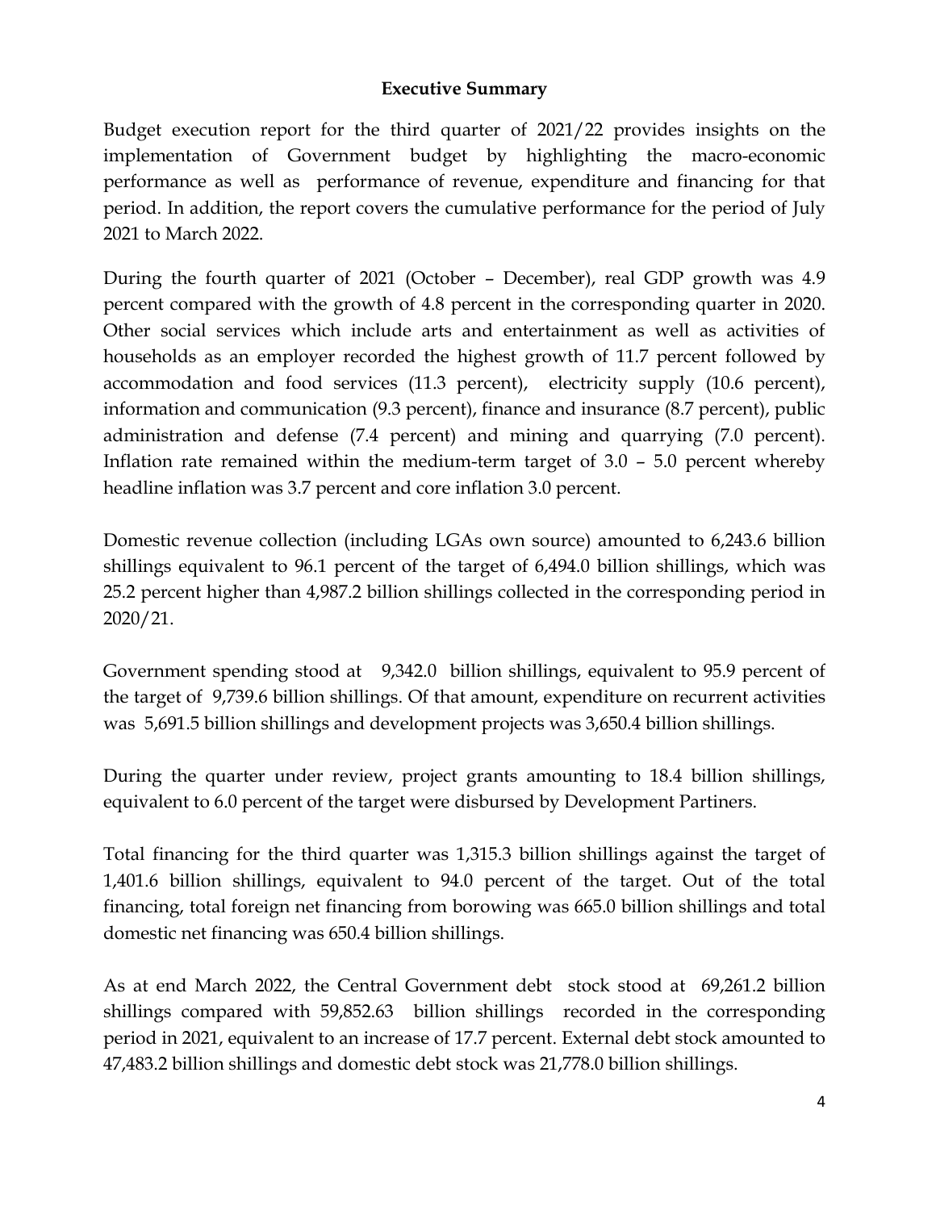## Executive Summary

Budget execution report for the third quarter of 2021/22 provides insights on the implementation of Government budget by highlighting the macro-economic performance as well as performance of revenue, expenditure and financing for that period. In addition, the report covers the cumulative performance for the period of July 2021 to March 2022.

During the fourth quarter of 2021 (October – December), real GDP growth was 4.9 percent compared with the growth of 4.8 percent in the corresponding quarter in 2020. Other social services which include arts and entertainment as well as activities of households as an employer recorded the highest growth of 11.7 percent followed by accommodation and food services (11.3 percent), electricity supply (10.6 percent), information and communication (9.3 percent), finance and insurance (8.7 percent), public administration and defense (7.4 percent) and mining and quarrying (7.0 percent). Inflation rate remained within the medium-term target of 3.0 – 5.0 percent whereby headline inflation was 3.7 percent and core inflation 3.0 percent.

Domestic revenue collection (including LGAs own source) amounted to 6,243.6 billion shillings equivalent to 96.1 percent of the target of 6,494.0 billion shillings, which was 25.2 percent higher than 4,987.2 billion shillings collected in the corresponding period in 2020/21.

Government spending stood at 9,342.0 billion shillings, equivalent to 95.9 percent of the target of 9,739.6 billion shillings. Of that amount, expenditure on recurrent activities was 5,691.5 billion shillings and development projects was 3,650.4 billion shillings.

During the quarter under review, project grants amounting to 18.4 billion shillings, equivalent to 6.0 percent of the target were disbursed by Development Partiners.

Total financing for the third quarter was 1,315.3 billion shillings against the target of 1,401.6 billion shillings, equivalent to 94.0 percent of the target. Out of the total financing, total foreign net financing from borowing was 665.0 billion shillings and total domestic net financing was 650.4 billion shillings.

As at end March 2022, the Central Government debt stock stood at 69,261.2 billion shillings compared with 59,852.63 billion shillings recorded in the corresponding period in 2021, equivalent to an increase of 17.7 percent. External debt stock amounted to 47,483.2 billion shillings and domestic debt stock was 21,778.0 billion shillings.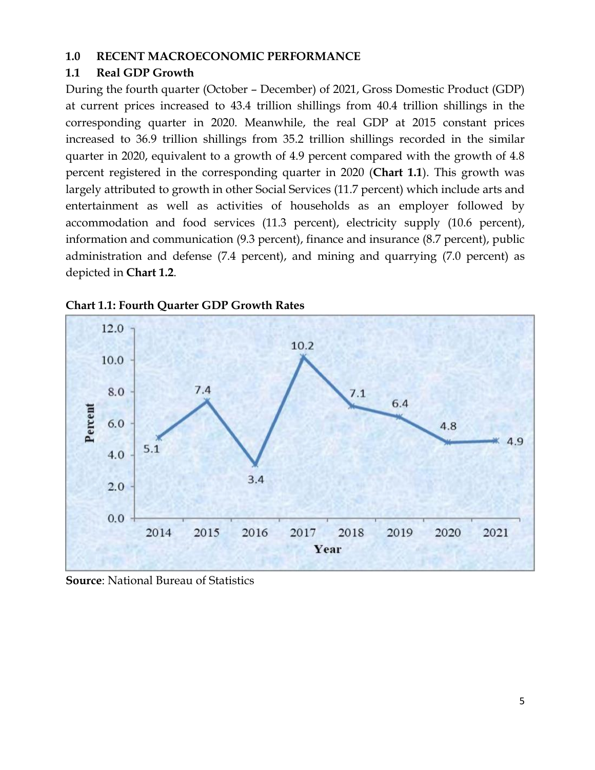## 1.0 RECENT MACROECONOMIC PERFORMANCE

### 1.1 Real GDP Growth

During the fourth quarter (October – December) of 2021, Gross Domestic Product (GDP) at current prices increased to 43.4 trillion shillings from 40.4 trillion shillings in the corresponding quarter in 2020. Meanwhile, the real GDP at 2015 constant prices increased to 36.9 trillion shillings from 35.2 trillion shillings recorded in the similar quarter in 2020, equivalent to a growth of 4.9 percent compared with the growth of 4.8 percent registered in the corresponding quarter in 2020 (**Chart 1.1**). This growth was largely attributed to growth in other Social Services (11.7 percent) which include arts and entertainment as well as activities of households as an employer followed by accommodation and food services (11.3 percent), electricity supply (10.6 percent), information and communication (9.3 percent), finance and insurance (8.7 percent), public administration and defense (7.4 percent), and mining and quarrying (7.0 percent) as depicted in **Chart 1.2**.

**Chart 1.1: Fourth Quarter GDP Growth Rates**

| Year | Percent |
|---|---|
| 2014 | 5.1 |
| 2015 | 7.4 |
| 2016 | 3.4 |
| 2017 | 10.2 |
| 2018 | 7.1 |
| 2019 | 6.4 |
| 2020 | 4.8 |
| 2021 | 4.9 |

**Source**: National Bureau of Statistics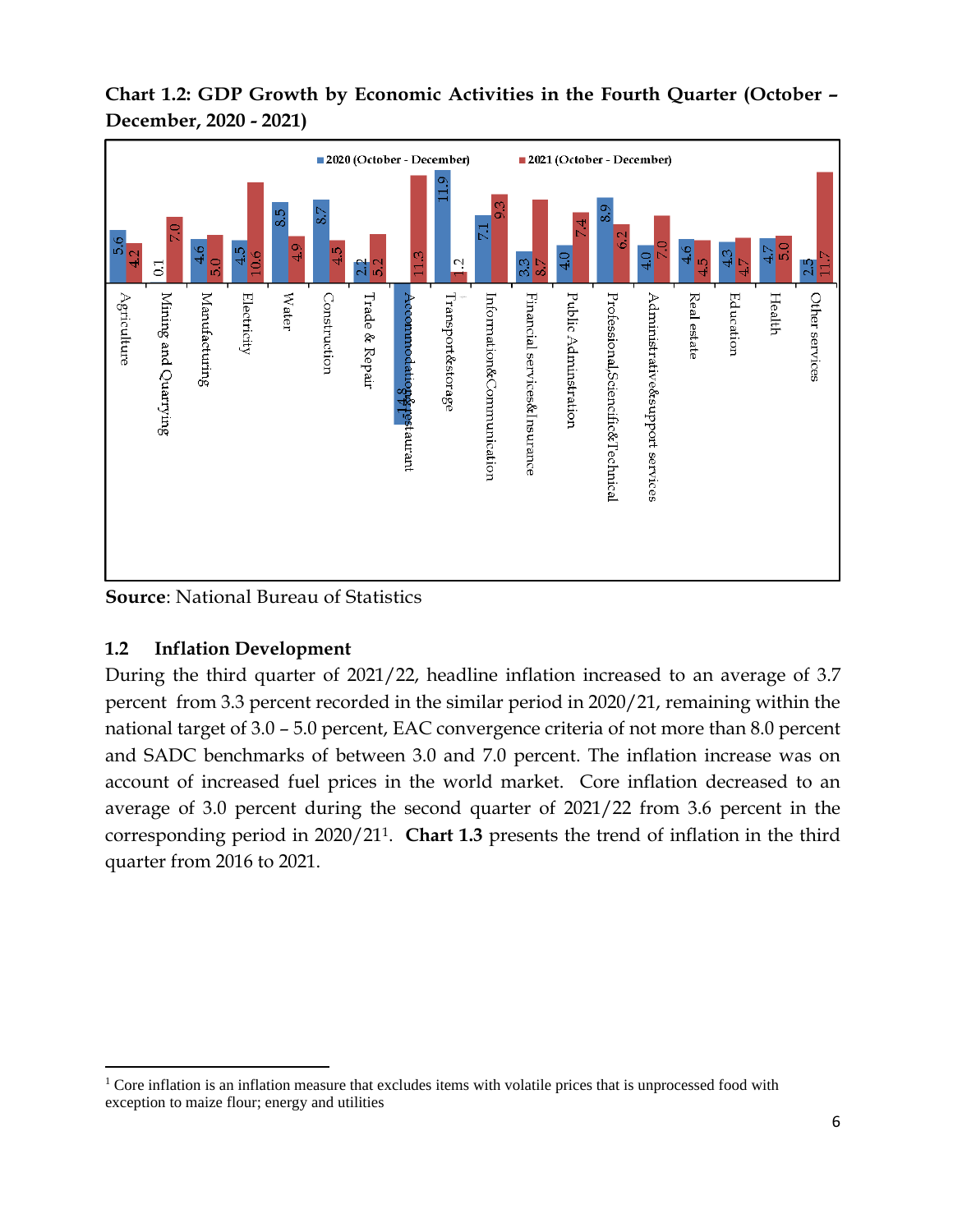**Chart 1.2: GDP Growth by Economic Activities in the Fourth Quarter (October – December, 2020 - 2021)**

| Economic Activity | 2020 (October - December) | 2021 (October - December) |
|---|---|---|
| Agriculture | 5.6 | 4.2 |
| Mining and Quarrying | 0.1 | 7.0 |
| Manufacturing | 4.6 | 5.0 |
| Electricity | 4.5 | 10.6 |
| Water | 8.5 | 4.9 |
| Construction | 8.7 | 4.5 |
| Trade & Repair | 2.2 | 5.2 |
| Accommodation&restaurant | -14.8 | 11.3 |
| Transport&storage | 11.9 | 1.2 |
| Information&Communication | 7.1 | 9.3 |
| Financial services&Insurance | 3.3 | 8.7 |
| Public Administration | 4.0 | 7.4 |
| Professional,Scienctific&Technical | 8.9 | 6.2 |
| Administrative&support services | 4.0 | 7.0 |
| Real estate | 4.6 | 4.5 |
| Education | 4.3 | 4.7 |
| Health | 4.7 | 5.0 |
| Other services | 2.5 | 11.7 |

**Source**: National Bureau of Statistics

## 1.2 Inflation Development

During the third quarter of 2021/22, headline inflation increased to an average of 3.7 percent from 3.3 percent recorded in the similar period in 2020/21, remaining within the national target of 3.0 – 5.0 percent, EAC convergence criteria of not more than 8.0 percent and SADC benchmarks of between 3.0 and 7.0 percent. The inflation increase was on account of increased fuel prices in the world market. Core inflation decreased to an average of 3.0 percent during the second quarter of 2021/22 from 3.6 percent in the corresponding period in 2020/21[1]. **Chart 1.3** presents the trend of inflation in the third quarter from 2016 to 2021.

[1] Core inflation is an inflation measure that excludes items with volatile prices that is unprocessed food with exception to maize flour; energy and utilities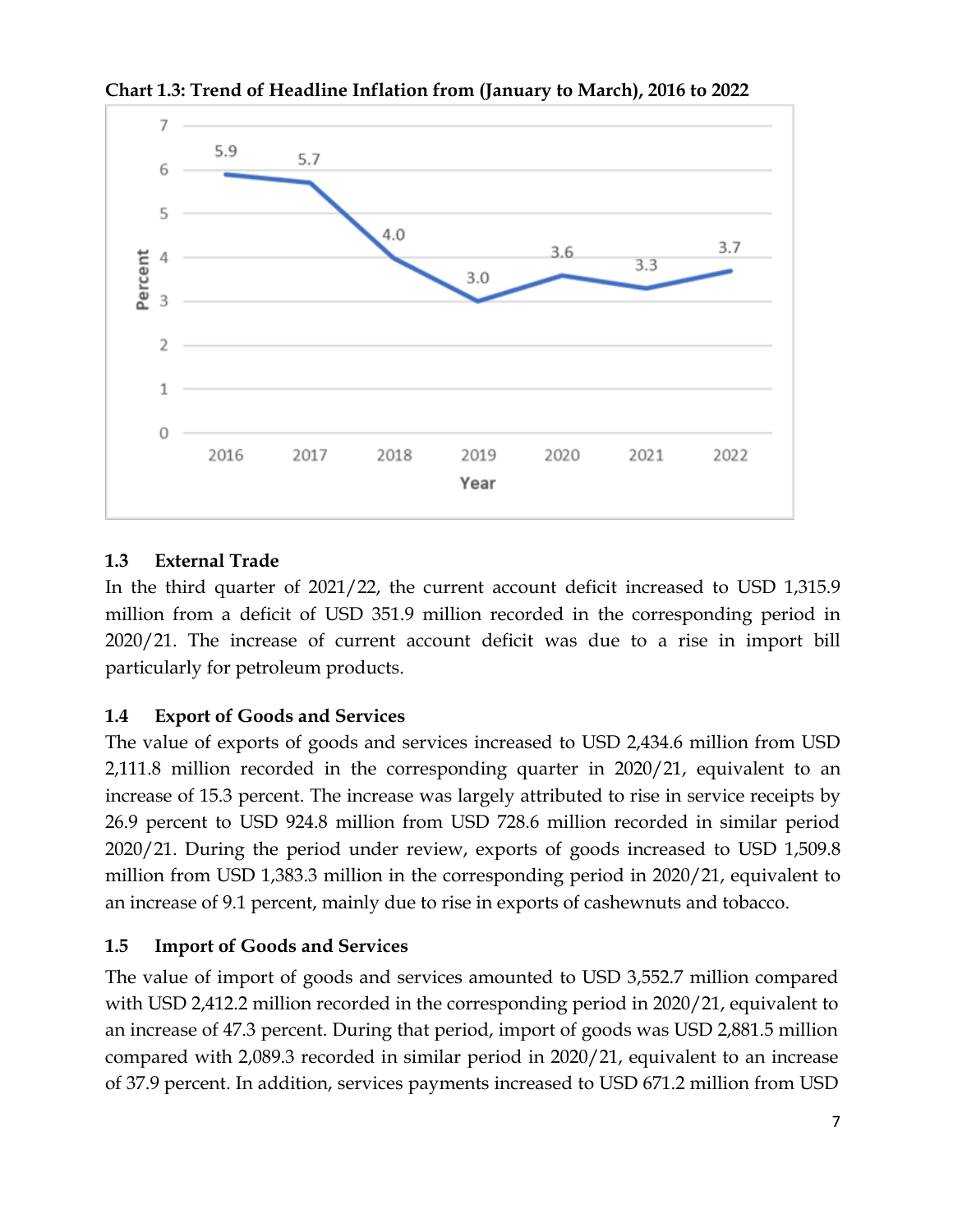**Chart 1.3: Trend of Headline Inflation from (January to March), 2016 to 2022**

| Year | Percent |
|---|---|
| 2016 | 5.9 |
| 2017 | 5.7 |
| 2018 | 4.0 |
| 2019 | 3.0 |
| 2020 | 3.6 |
| 2021 | 3.3 |
| 2022 | 3.7 |

### 1.3 External Trade

In the third quarter of 2021/22, the current account deficit increased to USD 1,315.9 million from a deficit of USD 351.9 million recorded in the corresponding period in 2020/21. The increase of current account deficit was due to a rise in import bill particularly for petroleum products.

### 1.4 Export of Goods and Services

The value of exports of goods and services increased to USD 2,434.6 million from USD 2,111.8 million recorded in the corresponding quarter in 2020/21, equivalent to an increase of 15.3 percent. The increase was largely attributed to rise in service receipts by 26.9 percent to USD 924.8 million from USD 728.6 million recorded in similar period 2020/21. During the period under review, exports of goods increased to USD 1,509.8 million from USD 1,383.3 million in the corresponding period in 2020/21, equivalent to an increase of 9.1 percent, mainly due to rise in exports of cashewnuts and tobacco.

### 1.5 Import of Goods and Services

The value of import of goods and services amounted to USD 3,552.7 million compared with USD 2,412.2 million recorded in the corresponding period in 2020/21, equivalent to an increase of 47.3 percent. During that period, import of goods was USD 2,881.5 million compared with 2,089.3 recorded in similar period in 2020/21, equivalent to an increase of 37.9 percent. In addition, services payments increased to USD 671.2 million from USD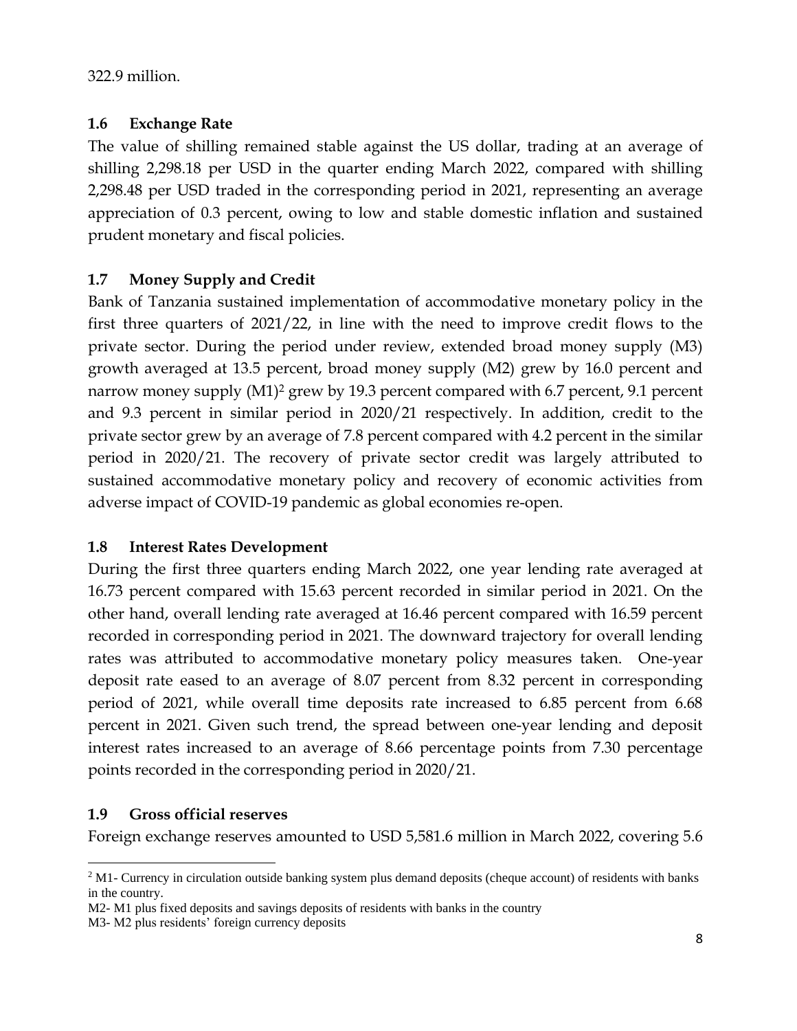322.9 million.

### 1.6 Exchange Rate

The value of shilling remained stable against the US dollar, trading at an average of shilling 2,298.18 per USD in the quarter ending March 2022, compared with shilling 2,298.48 per USD traded in the corresponding period in 2021, representing an average appreciation of 0.3 percent, owing to low and stable domestic inflation and sustained prudent monetary and fiscal policies.

### 1.7 Money Supply and Credit

Bank of Tanzania sustained implementation of accommodative monetary policy in the first three quarters of 2021/22, in line with the need to improve credit flows to the private sector. During the period under review, extended broad money supply (M3) growth averaged at 13.5 percent, broad money supply (M2) grew by 16.0 percent and narrow money supply (M1)[2] grew by 19.3 percent compared with 6.7 percent, 9.1 percent and 9.3 percent in similar period in 2020/21 respectively. In addition, credit to the private sector grew by an average of 7.8 percent compared with 4.2 percent in the similar period in 2020/21. The recovery of private sector credit was largely attributed to sustained accommodative monetary policy and recovery of economic activities from adverse impact of COVID-19 pandemic as global economies re-open.

### 1.8 Interest Rates Development

During the first three quarters ending March 2022, one year lending rate averaged at 16.73 percent compared with 15.63 percent recorded in similar period in 2021. On the other hand, overall lending rate averaged at 16.46 percent compared with 16.59 percent recorded in corresponding period in 2021. The downward trajectory for overall lending rates was attributed to accommodative monetary policy measures taken. One-year deposit rate eased to an average of 8.07 percent from 8.32 percent in corresponding period of 2021, while overall time deposits rate increased to 6.85 percent from 6.68 percent in 2021. Given such trend, the spread between one-year lending and deposit interest rates increased to an average of 8.66 percentage points from 7.30 percentage points recorded in the corresponding period in 2020/21.

### 1.9 Gross official reserves

Foreign exchange reserves amounted to USD 5,581.6 million in March 2022, covering 5.6

---

[2] M1- Currency in circulation outside banking system plus demand deposits (cheque account) of residents with banks in the country.

M2- M1 plus fixed deposits and savings deposits of residents with banks in the country

M3- M2 plus residents' foreign currency deposits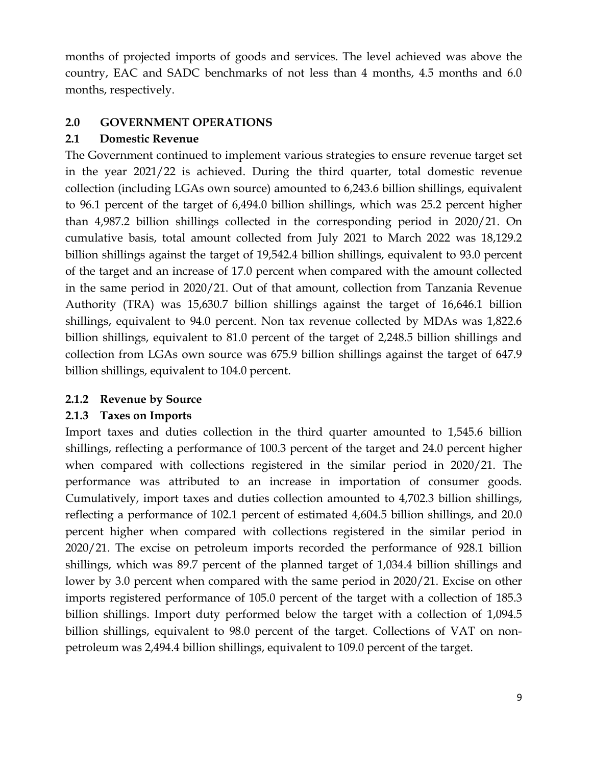months of projected imports of goods and services. The level achieved was above the country, EAC and SADC benchmarks of not less than 4 months, 4.5 months and 6.0 months, respectively.

## 2.0 GOVERNMENT OPERATIONS

### 2.1 Domestic Revenue

The Government continued to implement various strategies to ensure revenue target set in the year 2021/22 is achieved. During the third quarter, total domestic revenue collection (including LGAs own source) amounted to 6,243.6 billion shillings, equivalent to 96.1 percent of the target of 6,494.0 billion shillings, which was 25.2 percent higher than 4,987.2 billion shillings collected in the corresponding period in 2020/21. On cumulative basis, total amount collected from July 2021 to March 2022 was 18,129.2 billion shillings against the target of 19,542.4 billion shillings, equivalent to 93.0 percent of the target and an increase of 17.0 percent when compared with the amount collected in the same period in 2020/21. Out of that amount, collection from Tanzania Revenue Authority (TRA) was 15,630.7 billion shillings against the target of 16,646.1 billion shillings, equivalent to 94.0 percent. Non tax revenue collected by MDAs was 1,822.6 billion shillings, equivalent to 81.0 percent of the target of 2,248.5 billion shillings and collection from LGAs own source was 675.9 billion shillings against the target of 647.9 billion shillings, equivalent to 104.0 percent.

#### 2.1.2 Revenue by Source

#### 2.1.3 Taxes on Imports

Import taxes and duties collection in the third quarter amounted to 1,545.6 billion shillings, reflecting a performance of 100.3 percent of the target and 24.0 percent higher when compared with collections registered in the similar period in 2020/21. The performance was attributed to an increase in importation of consumer goods. Cumulatively, import taxes and duties collection amounted to 4,702.3 billion shillings, reflecting a performance of 102.1 percent of estimated 4,604.5 billion shillings, and 20.0 percent higher when compared with collections registered in the similar period in 2020/21. The excise on petroleum imports recorded the performance of 928.1 billion shillings, which was 89.7 percent of the planned target of 1,034.4 billion shillings and lower by 3.0 percent when compared with the same period in 2020/21. Excise on other imports registered performance of 105.0 percent of the target with a collection of 185.3 billion shillings. Import duty performed below the target with a collection of 1,094.5 billion shillings, equivalent to 98.0 percent of the target. Collections of VAT on non-petroleum was 2,494.4 billion shillings, equivalent to 109.0 percent of the target.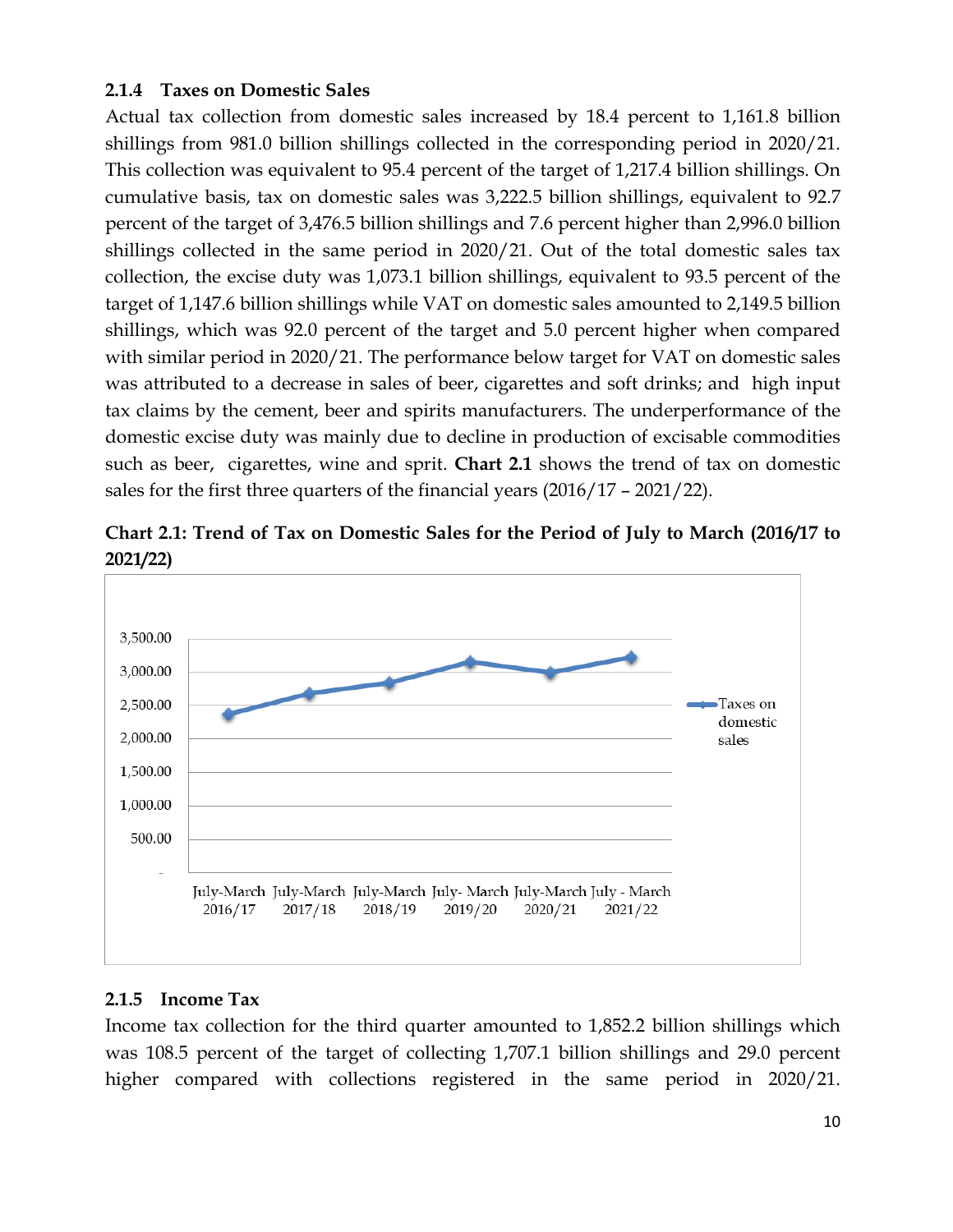### 2.1.4 Taxes on Domestic Sales

Actual tax collection from domestic sales increased by 18.4 percent to 1,161.8 billion shillings from 981.0 billion shillings collected in the corresponding period in 2020/21. This collection was equivalent to 95.4 percent of the target of 1,217.4 billion shillings. On cumulative basis, tax on domestic sales was 3,222.5 billion shillings, equivalent to 92.7 percent of the target of 3,476.5 billion shillings and 7.6 percent higher than 2,996.0 billion shillings collected in the same period in 2020/21. Out of the total domestic sales tax collection, the excise duty was 1,073.1 billion shillings, equivalent to 93.5 percent of the target of 1,147.6 billion shillings while VAT on domestic sales amounted to 2,149.5 billion shillings, which was 92.0 percent of the target and 5.0 percent higher when compared with similar period in 2020/21. The performance below target for VAT on domestic sales was attributed to a decrease in sales of beer, cigarettes and soft drinks; and high input tax claims by the cement, beer and spirits manufacturers. The underperformance of the domestic excise duty was mainly due to decline in production of excisable commodities such as beer, cigarettes, wine and sprit. **Chart 2.1** shows the trend of tax on domestic sales for the first three quarters of the financial years (2016/17 – 2021/22).

**Chart 2.1: Trend of Tax on Domestic Sales for the Period of July to March (2016/17 to 2021/22)**

### 2.1.5 Income Tax

Income tax collection for the third quarter amounted to 1,852.2 billion shillings which was 108.5 percent of the target of collecting 1,707.1 billion shillings and 29.0 percent higher compared with collections registered in the same period in 2020/21.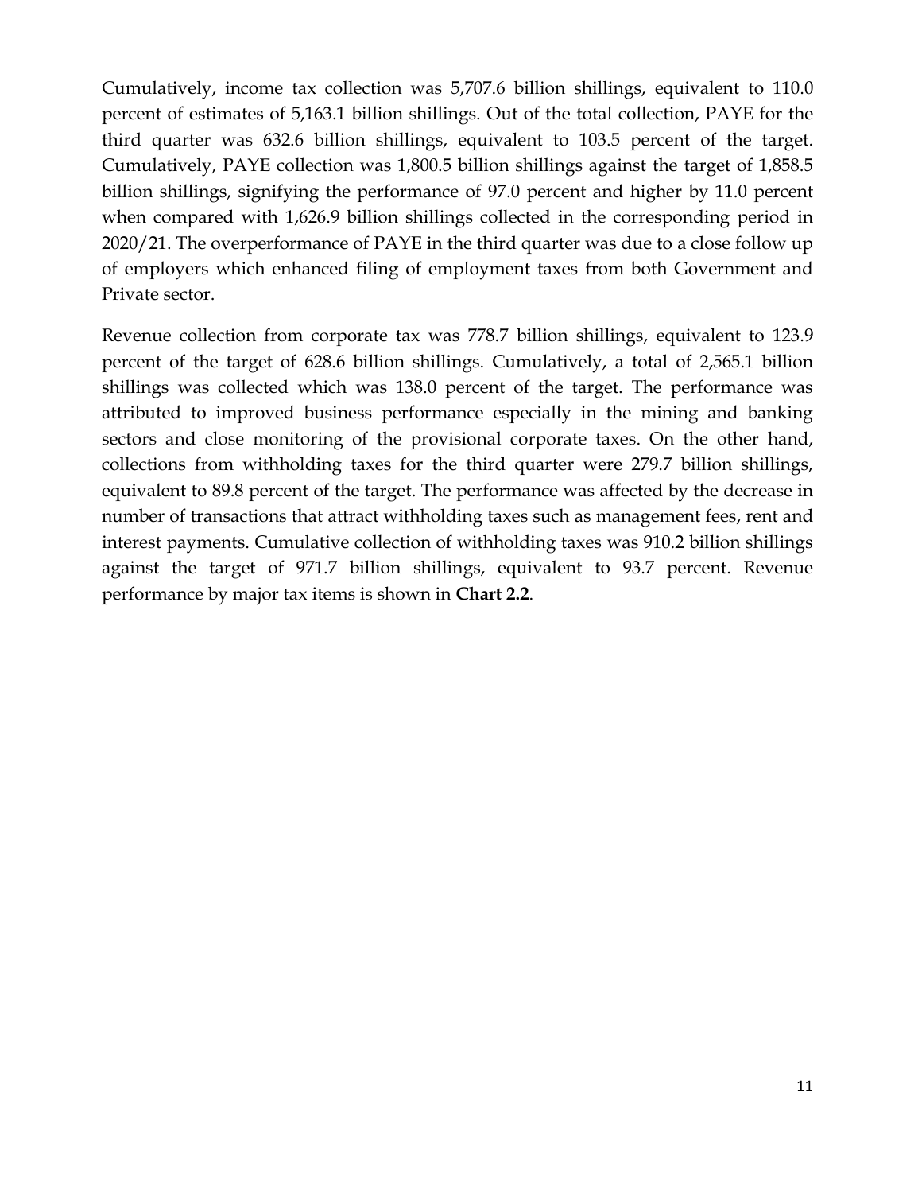Cumulatively, income tax collection was 5,707.6 billion shillings, equivalent to 110.0 percent of estimates of 5,163.1 billion shillings. Out of the total collection, PAYE for the third quarter was 632.6 billion shillings, equivalent to 103.5 percent of the target. Cumulatively, PAYE collection was 1,800.5 billion shillings against the target of 1,858.5 billion shillings, signifying the performance of 97.0 percent and higher by 11.0 percent when compared with 1,626.9 billion shillings collected in the corresponding period in 2020/21. The overperformance of PAYE in the third quarter was due to a close follow up of employers which enhanced filing of employment taxes from both Government and Private sector.

Revenue collection from corporate tax was 778.7 billion shillings, equivalent to 123.9 percent of the target of 628.6 billion shillings. Cumulatively, a total of 2,565.1 billion shillings was collected which was 138.0 percent of the target. The performance was attributed to improved business performance especially in the mining and banking sectors and close monitoring of the provisional corporate taxes. On the other hand, collections from withholding taxes for the third quarter were 279.7 billion shillings, equivalent to 89.8 percent of the target. The performance was affected by the decrease in number of transactions that attract withholding taxes such as management fees, rent and interest payments. Cumulative collection of withholding taxes was 910.2 billion shillings against the target of 971.7 billion shillings, equivalent to 93.7 percent. Revenue performance by major tax items is shown in **Chart 2.2**.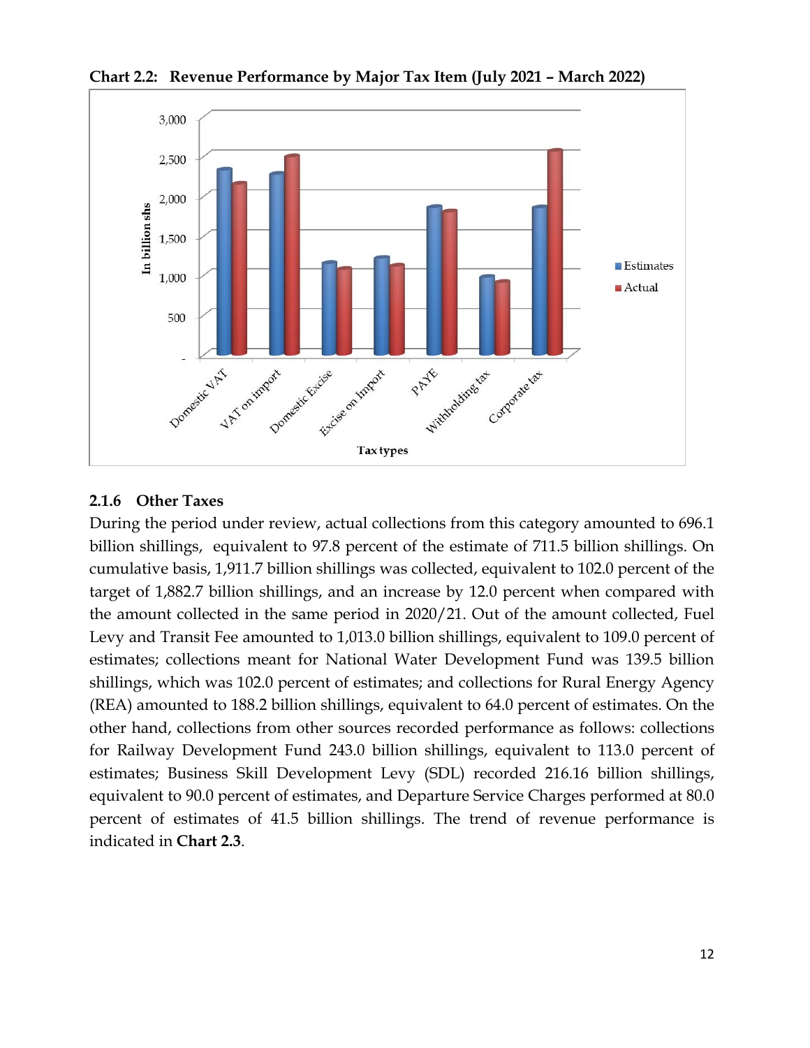**Chart 2.2: Revenue Performance by Major Tax Item (July 2021 – March 2022)**

### 2.1.6 Other Taxes

During the period under review, actual collections from this category amounted to 696.1 billion shillings, equivalent to 97.8 percent of the estimate of 711.5 billion shillings. On cumulative basis, 1,911.7 billion shillings was collected, equivalent to 102.0 percent of the target of 1,882.7 billion shillings, and an increase by 12.0 percent when compared with the amount collected in the same period in 2020/21. Out of the amount collected, Fuel Levy and Transit Fee amounted to 1,013.0 billion shillings, equivalent to 109.0 percent of estimates; collections meant for National Water Development Fund was 139.5 billion shillings, which was 102.0 percent of estimates; and collections for Rural Energy Agency (REA) amounted to 188.2 billion shillings, equivalent to 64.0 percent of estimates. On the other hand, collections from other sources recorded performance as follows: collections for Railway Development Fund 243.0 billion shillings, equivalent to 113.0 percent of estimates; Business Skill Development Levy (SDL) recorded 216.16 billion shillings, equivalent to 90.0 percent of estimates, and Departure Service Charges performed at 80.0 percent of estimates of 41.5 billion shillings. The trend of revenue performance is indicated in **Chart 2.3**.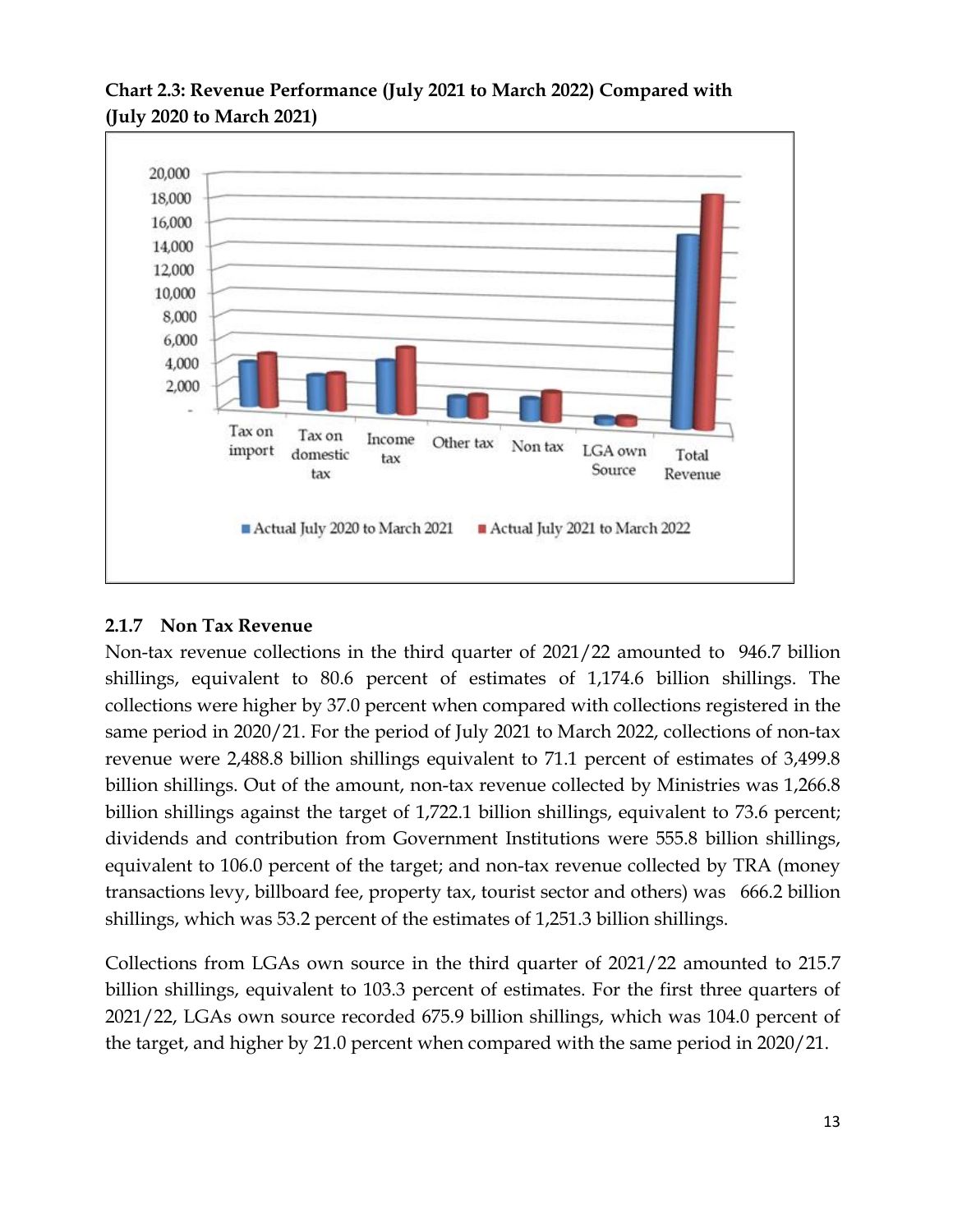**Chart 2.3: Revenue Performance (July 2021 to March 2022) Compared with (July 2020 to March 2021)**

### 2.1.7 Non Tax Revenue

Non-tax revenue collections in the third quarter of 2021/22 amounted to 946.7 billion shillings, equivalent to 80.6 percent of estimates of 1,174.6 billion shillings. The collections were higher by 37.0 percent when compared with collections registered in the same period in 2020/21. For the period of July 2021 to March 2022, collections of non-tax revenue were 2,488.8 billion shillings equivalent to 71.1 percent of estimates of 3,499.8 billion shillings. Out of the amount, non-tax revenue collected by Ministries was 1,266.8 billion shillings against the target of 1,722.1 billion shillings, equivalent to 73.6 percent; dividends and contribution from Government Institutions were 555.8 billion shillings, equivalent to 106.0 percent of the target; and non-tax revenue collected by TRA (money transactions levy, billboard fee, property tax, tourist sector and others) was 666.2 billion shillings, which was 53.2 percent of the estimates of 1,251.3 billion shillings.

Collections from LGAs own source in the third quarter of 2021/22 amounted to 215.7 billion shillings, equivalent to 103.3 percent of estimates. For the first three quarters of 2021/22, LGAs own source recorded 675.9 billion shillings, which was 104.0 percent of the target, and higher by 21.0 percent when compared with the same period in 2020/21.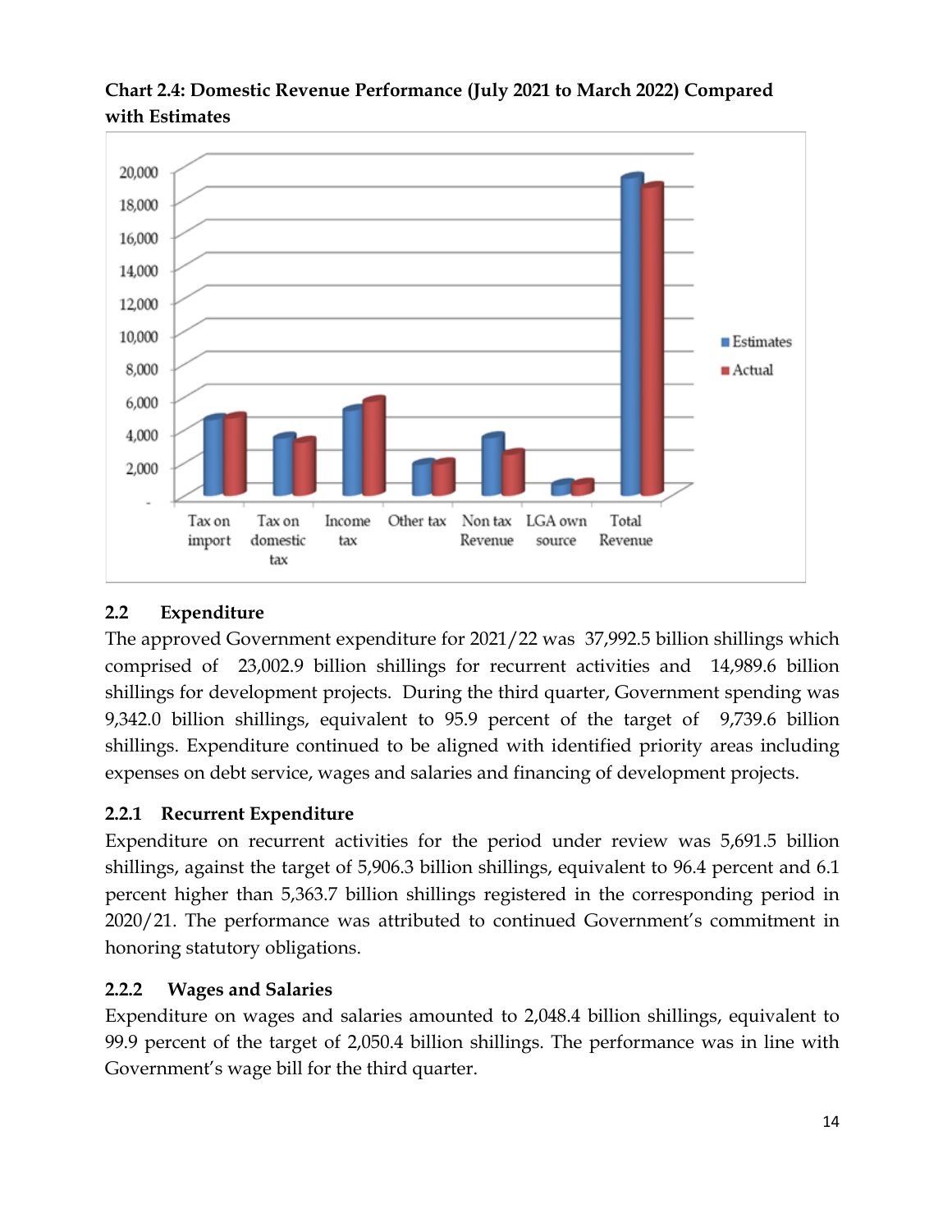**Chart 2.4: Domestic Revenue Performance (July 2021 to March 2022) Compared with Estimates**

## 2.2 Expenditure

The approved Government expenditure for 2021/22 was 37,992.5 billion shillings which comprised of 23,002.9 billion shillings for recurrent activities and 14,989.6 billion shillings for development projects. During the third quarter, Government spending was 9,342.0 billion shillings, equivalent to 95.9 percent of the target of 9,739.6 billion shillings. Expenditure continued to be aligned with identified priority areas including expenses on debt service, wages and salaries and financing of development projects.

### 2.2.1 Recurrent Expenditure

Expenditure on recurrent activities for the period under review was 5,691.5 billion shillings, against the target of 5,906.3 billion shillings, equivalent to 96.4 percent and 6.1 percent higher than 5,363.7 billion shillings registered in the corresponding period in 2020/21. The performance was attributed to continued Government's commitment in honoring statutory obligations.

### 2.2.2 Wages and Salaries

Expenditure on wages and salaries amounted to 2,048.4 billion shillings, equivalent to 99.9 percent of the target of 2,050.4 billion shillings. The performance was in line with Government's wage bill for the third quarter.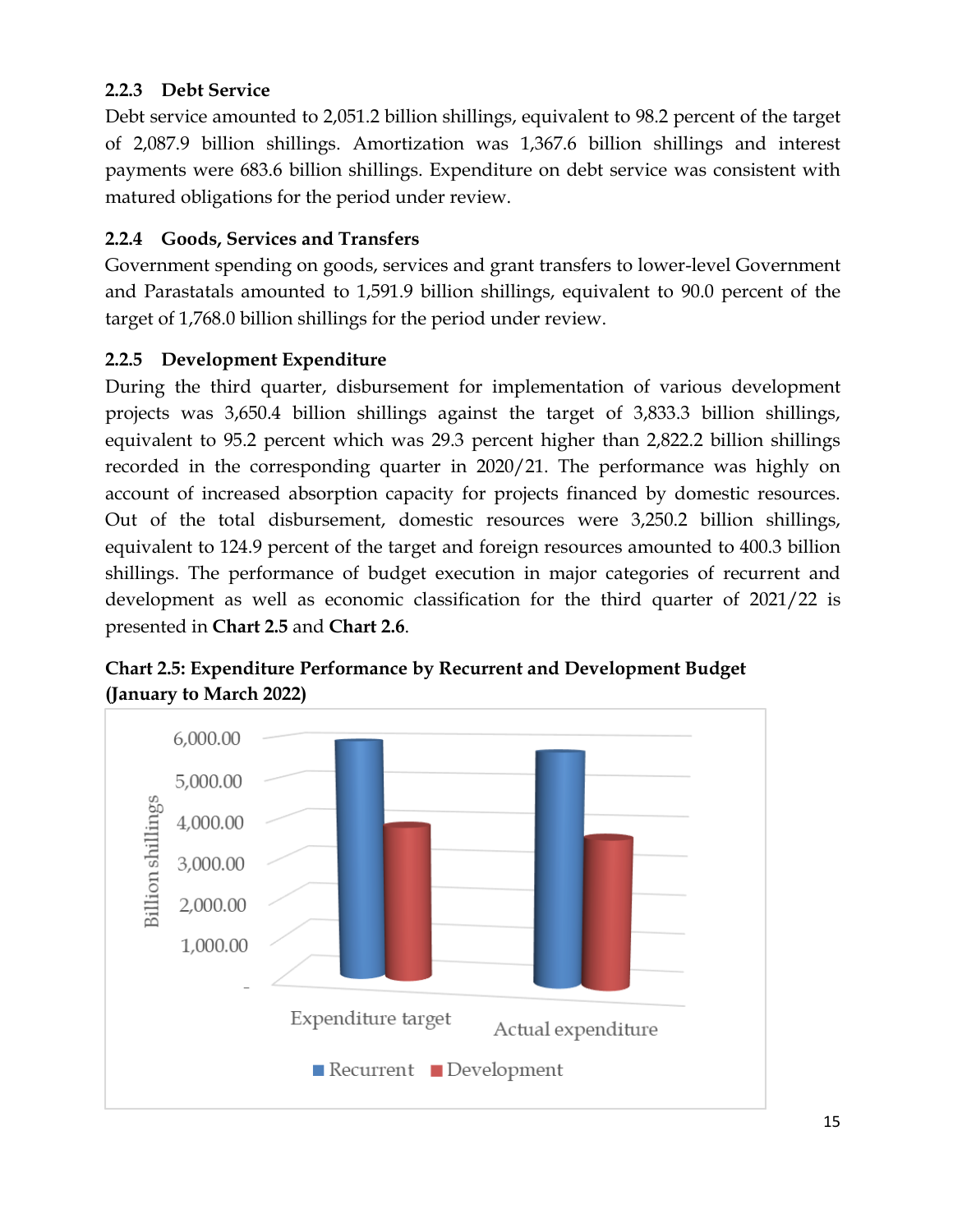### 2.2.3 Debt Service

Debt service amounted to 2,051.2 billion shillings, equivalent to 98.2 percent of the target of 2,087.9 billion shillings. Amortization was 1,367.6 billion shillings and interest payments were 683.6 billion shillings. Expenditure on debt service was consistent with matured obligations for the period under review.

### 2.2.4 Goods, Services and Transfers

Government spending on goods, services and grant transfers to lower-level Government and Parastatals amounted to 1,591.9 billion shillings, equivalent to 90.0 percent of the target of 1,768.0 billion shillings for the period under review.

### 2.2.5 Development Expenditure

During the third quarter, disbursement for implementation of various development projects was 3,650.4 billion shillings against the target of 3,833.3 billion shillings, equivalent to 95.2 percent which was 29.3 percent higher than 2,822.2 billion shillings recorded in the corresponding quarter in 2020/21. The performance was highly on account of increased absorption capacity for projects financed by domestic resources. Out of the total disbursement, domestic resources were 3,250.2 billion shillings, equivalent to 124.9 percent of the target and foreign resources amounted to 400.3 billion shillings. The performance of budget execution in major categories of recurrent and development as well as economic classification for the third quarter of 2021/22 is presented in **Chart 2.5** and **Chart 2.6**.

**Chart 2.5: Expenditure Performance by Recurrent and Development Budget (January to March 2022)**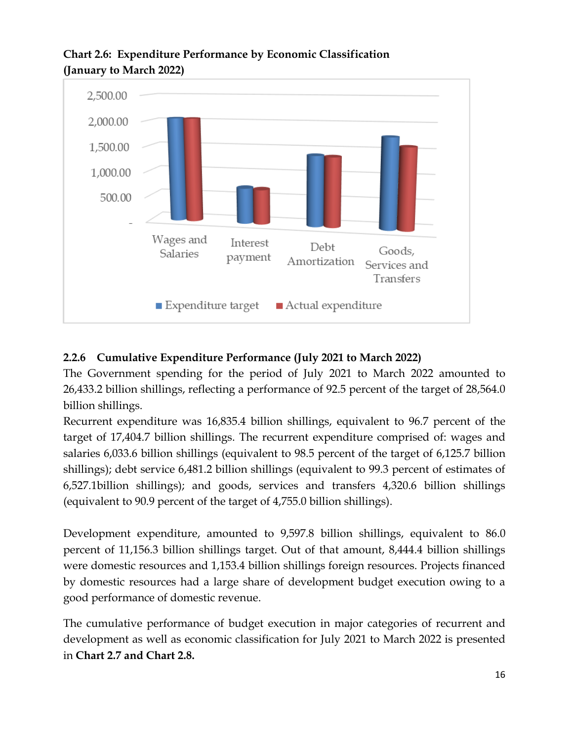**Chart 2.6: Expenditure Performance by Economic Classification (January to March 2022)**

### 2.2.6 Cumulative Expenditure Performance (July 2021 to March 2022)

The Government spending for the period of July 2021 to March 2022 amounted to 26,433.2 billion shillings, reflecting a performance of 92.5 percent of the target of 28,564.0 billion shillings.

Recurrent expenditure was 16,835.4 billion shillings, equivalent to 96.7 percent of the target of 17,404.7 billion shillings. The recurrent expenditure comprised of: wages and salaries 6,033.6 billion shillings (equivalent to 98.5 percent of the target of 6,125.7 billion shillings); debt service 6,481.2 billion shillings (equivalent to 99.3 percent of estimates of 6,527.1billion shillings); and goods, services and transfers 4,320.6 billion shillings (equivalent to 90.9 percent of the target of 4,755.0 billion shillings).

Development expenditure, amounted to 9,597.8 billion shillings, equivalent to 86.0 percent of 11,156.3 billion shillings target. Out of that amount, 8,444.4 billion shillings were domestic resources and 1,153.4 billion shillings foreign resources. Projects financed by domestic resources had a large share of development budget execution owing to a good performance of domestic revenue.

The cumulative performance of budget execution in major categories of recurrent and development as well as economic classification for July 2021 to March 2022 is presented in **Chart 2.7 and Chart 2.8.**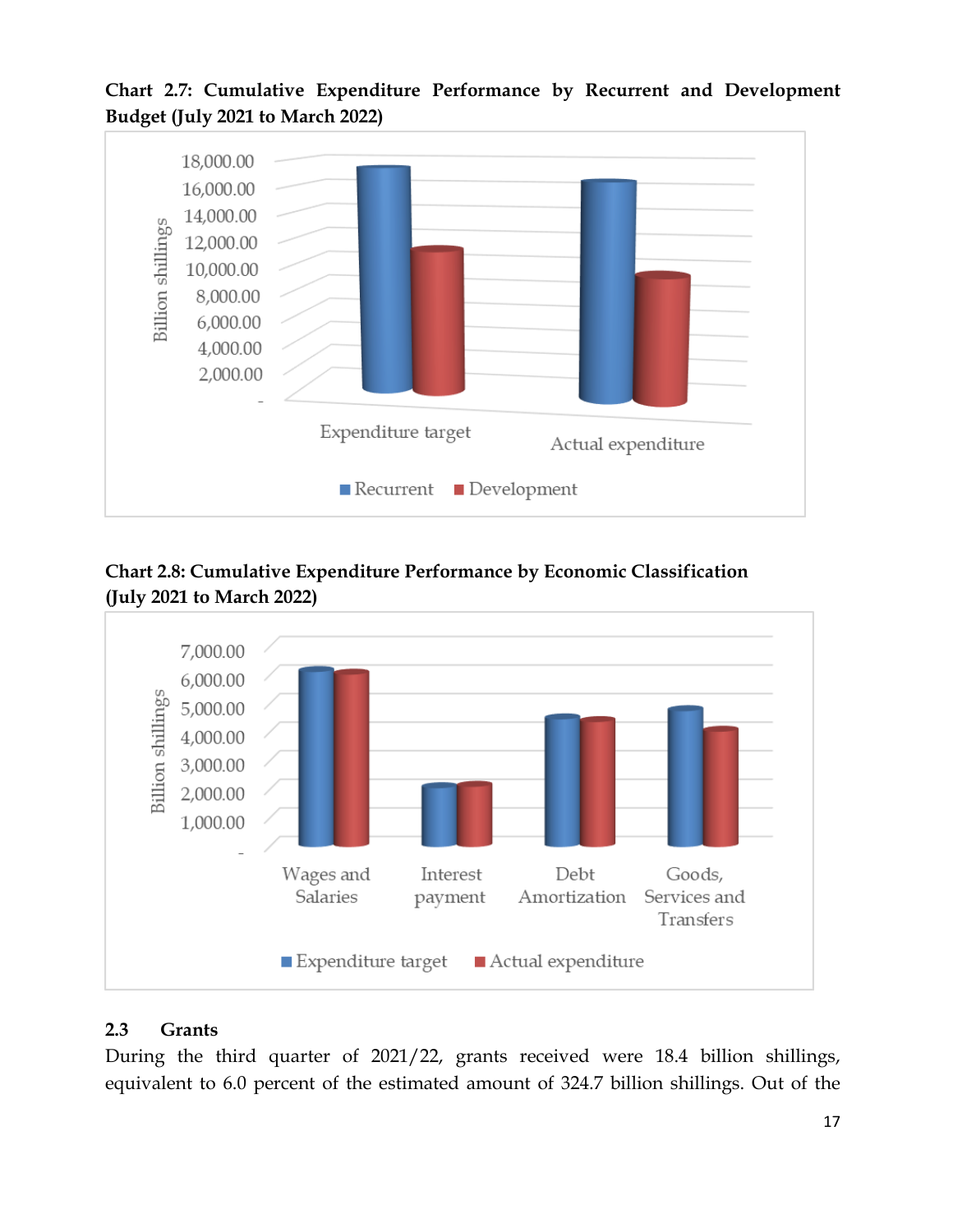**Chart 2.7: Cumulative Expenditure Performance by Recurrent and Development Budget (July 2021 to March 2022)**

**Chart 2.8: Cumulative Expenditure Performance by Economic Classification (July 2021 to March 2022)**

### 2.3 Grants

During the third quarter of 2021/22, grants received were 18.4 billion shillings, equivalent to 6.0 percent of the estimated amount of 324.7 billion shillings. Out of the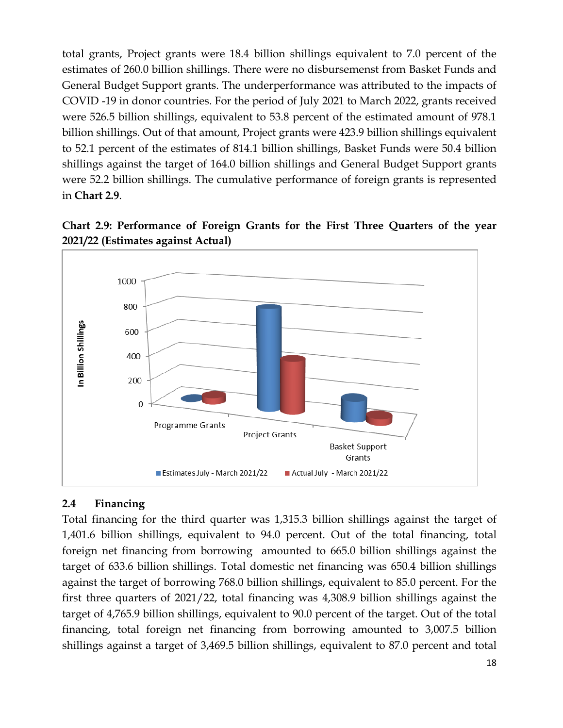total grants, Project grants were 18.4 billion shillings equivalent to 7.0 percent of the estimates of 260.0 billion shillings. There were no disbursemenst from Basket Funds and General Budget Support grants. The underperformance was attributed to the impacts of COVID -19 in donor countries. For the period of July 2021 to March 2022, grants received were 526.5 billion shillings, equivalent to 53.8 percent of the estimated amount of 978.1 billion shillings. Out of that amount, Project grants were 423.9 billion shillings equivalent to 52.1 percent of the estimates of 814.1 billion shillings, Basket Funds were 50.4 billion shillings against the target of 164.0 billion shillings and General Budget Support grants were 52.2 billion shillings. The cumulative performance of foreign grants is represented in **Chart 2.9**.

**Chart 2.9: Performance of Foreign Grants for the First Three Quarters of the year 2021/22 (Estimates against Actual)**

## 2.4 Financing

Total financing for the third quarter was 1,315.3 billion shillings against the target of 1,401.6 billion shillings, equivalent to 94.0 percent. Out of the total financing, total foreign net financing from borrowing amounted to 665.0 billion shillings against the target of 633.6 billion shillings. Total domestic net financing was 650.4 billion shillings against the target of borrowing 768.0 billion shillings, equivalent to 85.0 percent. For the first three quarters of 2021/22, total financing was 4,308.9 billion shillings against the target of 4,765.9 billion shillings, equivalent to 90.0 percent of the target. Out of the total financing, total foreign net financing from borrowing amounted to 3,007.5 billion shillings against a target of 3,469.5 billion shillings, equivalent to 87.0 percent and total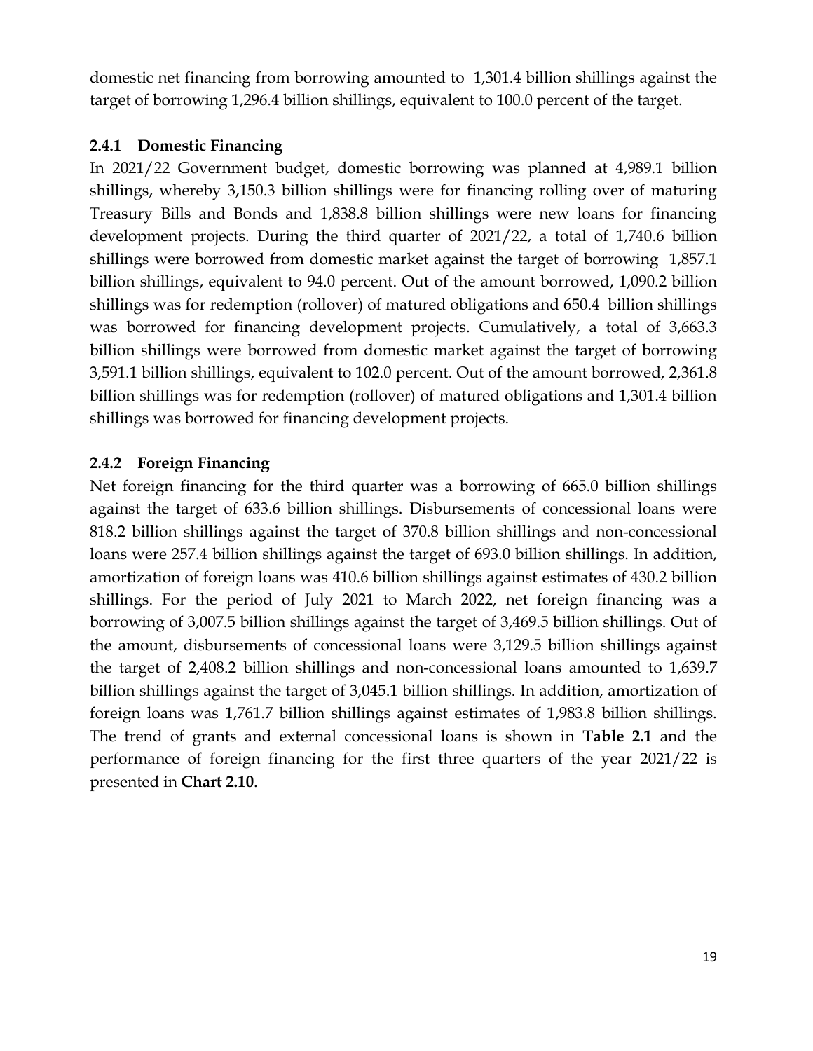domestic net financing from borrowing amounted to 1,301.4 billion shillings against the target of borrowing 1,296.4 billion shillings, equivalent to 100.0 percent of the target.

### 2.4.1 Domestic Financing

In 2021/22 Government budget, domestic borrowing was planned at 4,989.1 billion shillings, whereby 3,150.3 billion shillings were for financing rolling over of maturing Treasury Bills and Bonds and 1,838.8 billion shillings were new loans for financing development projects. During the third quarter of 2021/22, a total of 1,740.6 billion shillings were borrowed from domestic market against the target of borrowing 1,857.1 billion shillings, equivalent to 94.0 percent. Out of the amount borrowed, 1,090.2 billion shillings was for redemption (rollover) of matured obligations and 650.4 billion shillings was borrowed for financing development projects. Cumulatively, a total of 3,663.3 billion shillings were borrowed from domestic market against the target of borrowing 3,591.1 billion shillings, equivalent to 102.0 percent. Out of the amount borrowed, 2,361.8 billion shillings was for redemption (rollover) of matured obligations and 1,301.4 billion shillings was borrowed for financing development projects.

### 2.4.2 Foreign Financing

Net foreign financing for the third quarter was a borrowing of 665.0 billion shillings against the target of 633.6 billion shillings. Disbursements of concessional loans were 818.2 billion shillings against the target of 370.8 billion shillings and non-concessional loans were 257.4 billion shillings against the target of 693.0 billion shillings. In addition, amortization of foreign loans was 410.6 billion shillings against estimates of 430.2 billion shillings. For the period of July 2021 to March 2022, net foreign financing was a borrowing of 3,007.5 billion shillings against the target of 3,469.5 billion shillings. Out of the amount, disbursements of concessional loans were 3,129.5 billion shillings against the target of 2,408.2 billion shillings and non-concessional loans amounted to 1,639.7 billion shillings against the target of 3,045.1 billion shillings. In addition, amortization of foreign loans was 1,761.7 billion shillings against estimates of 1,983.8 billion shillings. The trend of grants and external concessional loans is shown in **Table 2.1** and the performance of foreign financing for the first three quarters of the year 2021/22 is presented in **Chart 2.10**.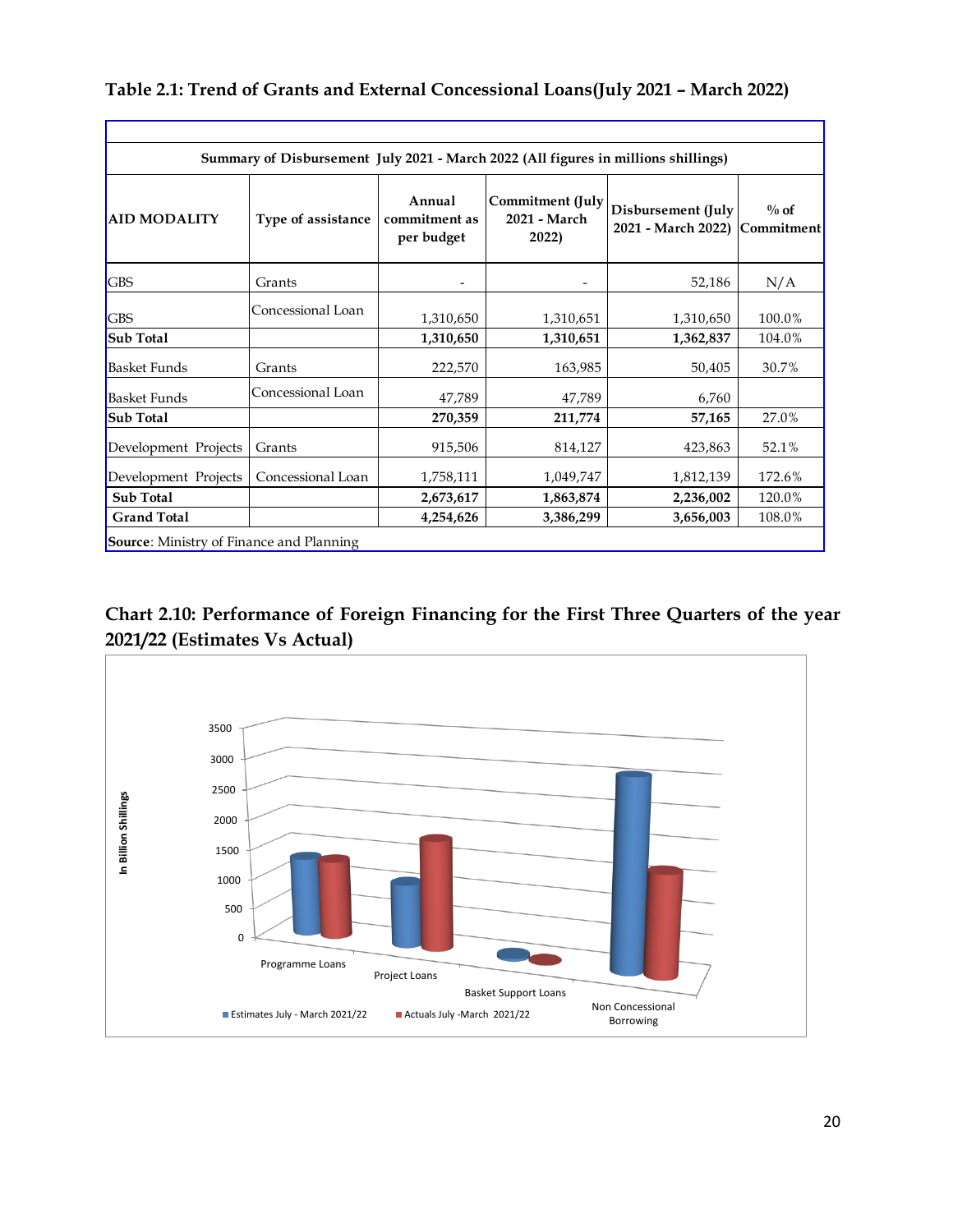**Table 2.1: Trend of Grants and External Concessional Loans(July 2021 – March 2022)**

| Summary of Disbursement July 2021 - March 2022 (All figures in millions shillings) | | | | | |
|---|---|---|---|---|---|
| **AID MODALITY** | **Type of assistance** | **Annual commitment as per budget** | **Commitment (July 2021 - March 2022)** | **Disbursement (July 2021 - March 2022)** | **% of Commitment** |
| GBS | Grants | - | - | 52,186 | N/A |
| GBS | Concessional Loan | 1,310,650 | 1,310,651 | 1,310,650 | 100.0% |
| **Sub Total** | | **1,310,650** | **1,310,651** | **1,362,837** | 104.0% |
| Basket Funds | Grants | 222,570 | 163,985 | 50,405 | 30.7% |
| Basket Funds | Concessional Loan | 47,789 | 47,789 | 6,760 | |
| **Sub Total** | | **270,359** | **211,774** | **57,165** | 27.0% |
| Development Projects | Grants | 915,506 | 814,127 | 423,863 | 52.1% |
| Development Projects | Concessional Loan | 1,758,111 | 1,049,747 | 1,812,139 | 172.6% |
| **Sub Total** | | **2,673,617** | **1,863,874** | **2,236,002** | 120.0% |
| **Grand Total** | | **4,254,626** | **3,386,299** | **3,656,003** | 108.0% |

**Source**: Ministry of Finance and Planning

**Chart 2.10: Performance of Foreign Financing for the First Three Quarters of the year 2021/22 (Estimates Vs Actual)**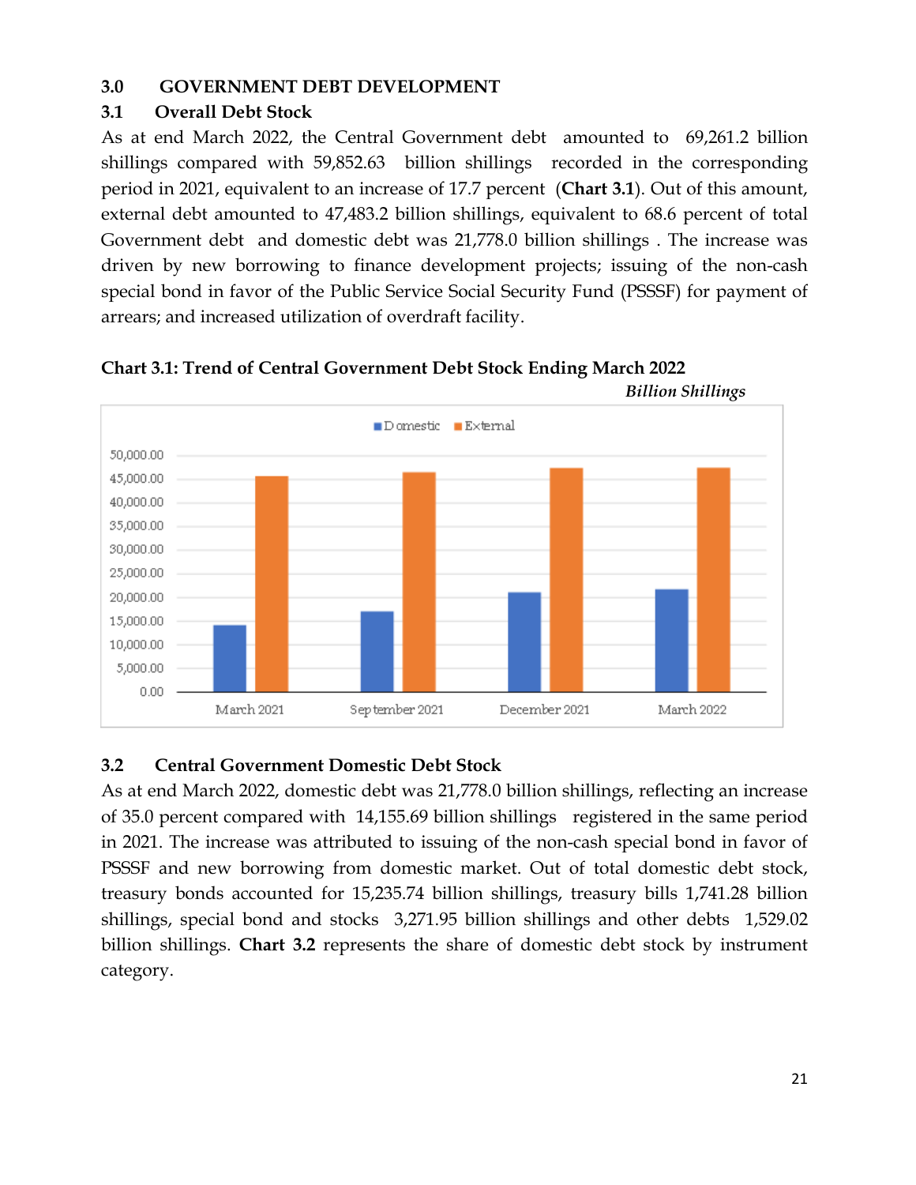### 3.0 GOVERNMENT DEBT DEVELOPMENT

### 3.1 Overall Debt Stock

As at end March 2022, the Central Government debt amounted to 69,261.2 billion shillings compared with 59,852.63 billion shillings recorded in the corresponding period in 2021, equivalent to an increase of 17.7 percent (**Chart 3.1**). Out of this amount, external debt amounted to 47,483.2 billion shillings, equivalent to 68.6 percent of total Government debt and domestic debt was 21,778.0 billion shillings . The increase was driven by new borrowing to finance development projects; issuing of the non-cash special bond in favor of the Public Service Social Security Fund (PSSSF) for payment of arrears; and increased utilization of overdraft facility.

**Chart 3.1: Trend of Central Government Debt Stock Ending March 2022**

*Billion Shillings*

### 3.2 Central Government Domestic Debt Stock

As at end March 2022, domestic debt was 21,778.0 billion shillings, reflecting an increase of 35.0 percent compared with 14,155.69 billion shillings registered in the same period in 2021. The increase was attributed to issuing of the non-cash special bond in favor of PSSSF and new borrowing from domestic market. Out of total domestic debt stock, treasury bonds accounted for 15,235.74 billion shillings, treasury bills 1,741.28 billion shillings, special bond and stocks 3,271.95 billion shillings and other debts 1,529.02 billion shillings. **Chart 3.2** represents the share of domestic debt stock by instrument category.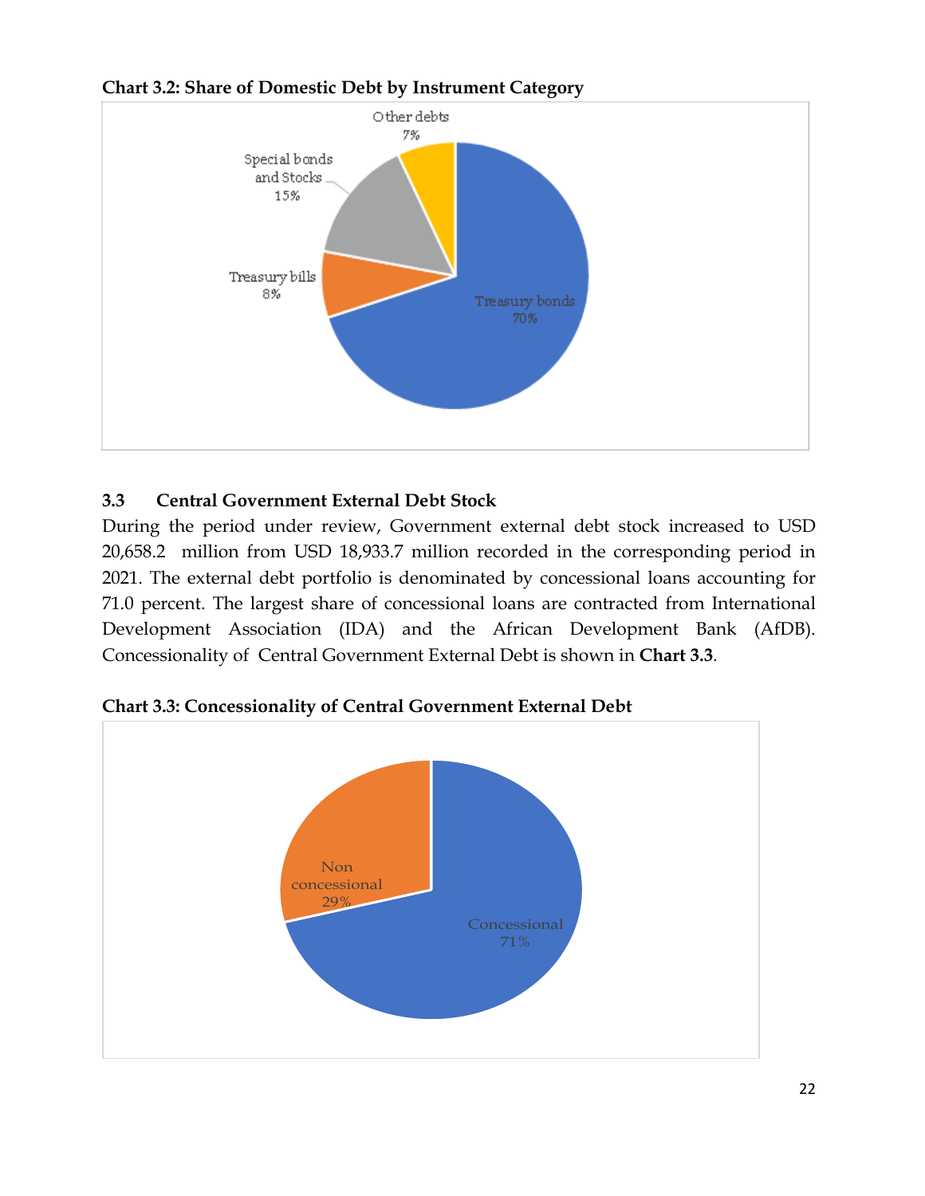**Chart 3.2: Share of Domestic Debt by Instrument Category**

### 3.3 Central Government External Debt Stock

During the period under review, Government external debt stock increased to USD 20,658.2 million from USD 18,933.7 million recorded in the corresponding period in 2021. The external debt portfolio is denominated by concessional loans accounting for 71.0 percent. The largest share of concessional loans are contracted from International Development Association (IDA) and the African Development Bank (AfDB). Concessionality of Central Government External Debt is shown in **Chart 3.3**.

**Chart 3.3: Concessionality of Central Government External Debt**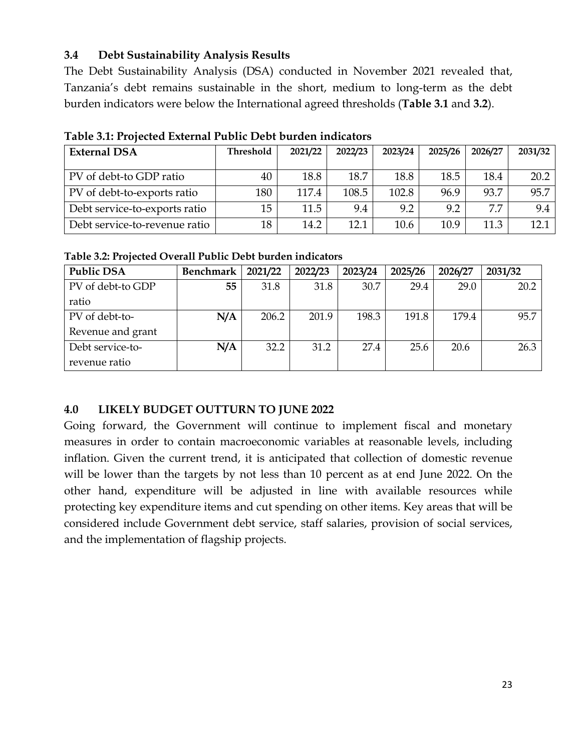### 3.4 Debt Sustainability Analysis Results

The Debt Sustainability Analysis (DSA) conducted in November 2021 revealed that, Tanzania's debt remains sustainable in the short, medium to long-term as the debt burden indicators were below the International agreed thresholds (**Table 3.1** and **3.2**).

**Table 3.1: Projected External Public Debt burden indicators**

| External DSA | Threshold | 2021/22 | 2022/23 | 2023/24 | 2025/26 | 2026/27 | 2031/32 |
|---|---|---|---|---|---|---|---|
| PV of debt-to GDP ratio | 40 | 18.8 | 18.7 | 18.8 | 18.5 | 18.4 | 20.2 |
| PV of debt-to-exports ratio | 180 | 117.4 | 108.5 | 102.8 | 96.9 | 93.7 | 95.7 |
| Debt service-to-exports ratio | 15 | 11.5 | 9.4 | 9.2 | 9.2 | 7.7 | 9.4 |
| Debt service-to-revenue ratio | 18 | 14.2 | 12.1 | 10.6 | 10.9 | 11.3 | 12.1 |

**Table 3.2: Projected Overall Public Debt burden indicators**

| Public DSA | Benchmark | 2021/22 | 2022/23 | 2023/24 | 2025/26 | 2026/27 | 2031/32 |
|---|---|---|---|---|---|---|---|
| PV of debt-to GDP ratio | **55** | 31.8 | 31.8 | 30.7 | 29.4 | 29.0 | 20.2 |
| PV of debt-to-Revenue and grant | **N/A** | 206.2 | 201.9 | 198.3 | 191.8 | 179.4 | 95.7 |
| Debt service-to-revenue ratio | **N/A** | 32.2 | 31.2 | 27.4 | 25.6 | 20.6 | 26.3 |

## 4.0 LIKELY BUDGET OUTTURN TO JUNE 2022

Going forward, the Government will continue to implement fiscal and monetary measures in order to contain macroeconomic variables at reasonable levels, including inflation. Given the current trend, it is anticipated that collection of domestic revenue will be lower than the targets by not less than 10 percent as at end June 2022. On the other hand, expenditure will be adjusted in line with available resources while protecting key expenditure items and cut spending on other items. Key areas that will be considered include Government debt service, staff salaries, provision of social services, and the implementation of flagship projects.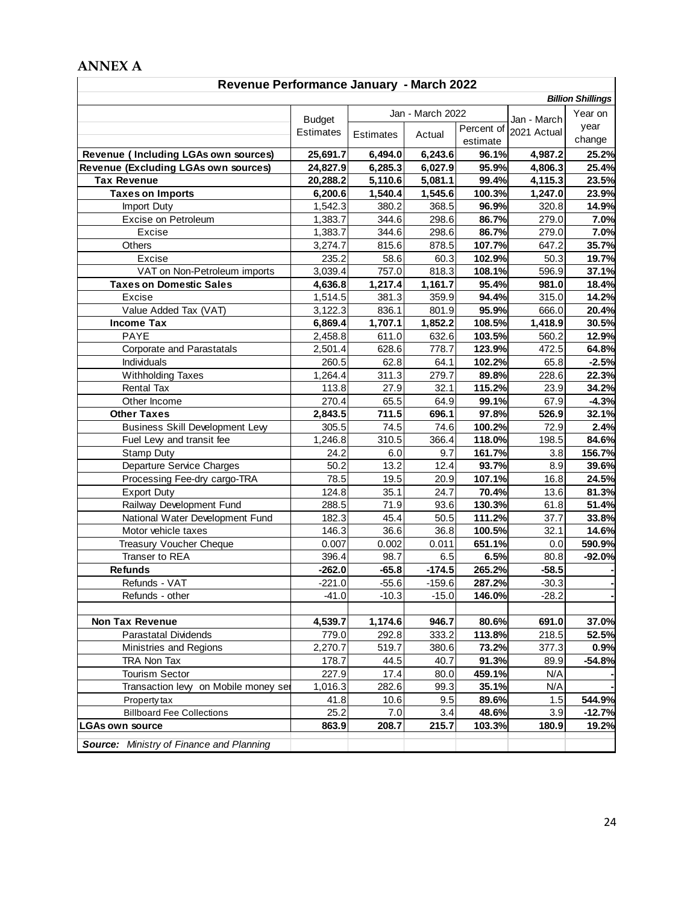## ANNEX A

| Revenue Performance January - March 2022 | | | | | | |
|---|---|---|---|---|---|---|
| | | | | | | ***Billion Shillings*** |
| | Budget Estimates | Jan - March 2022 | | | Jan - March 2021 Actual | Year on year change |
| | | Estimates | Actual | Percent of estimate | | |
| **Revenue ( Including LGAs own sources)** | **25,691.7** | **6,494.0** | **6,243.6** | **96.1%** | **4,987.2** | **25.2%** |
| **Revenue (Excluding LGAs own sources)** | **24,827.9** | **6,285.3** | **6,027.9** | **95.9%** | **4,806.3** | **25.4%** |
| **Tax Revenue** | **20,288.2** | **5,110.6** | **5,081.1** | **99.4%** | **4,115.3** | **23.5%** |
| **Taxes on Imports** | **6,200.6** | **1,540.4** | **1,545.6** | **100.3%** | **1,247.0** | **23.9%** |
| Import Duty | 1,542.3 | 380.2 | 368.5 | **96.9%** | 320.8 | **14.9%** |
| Excise on Petroleum | 1,383.7 | 344.6 | 298.6 | **86.7%** | 279.0 | **7.0%** |
| Excise | 1,383.7 | 344.6 | 298.6 | **86.7%** | 279.0 | **7.0%** |
| Others | 3,274.7 | 815.6 | 878.5 | **107.7%** | 647.2 | **35.7%** |
| Excise | 235.2 | 58.6 | 60.3 | **102.9%** | 50.3 | **19.7%** |
| VAT on Non-Petroleum imports | 3,039.4 | 757.0 | 818.3 | **108.1%** | 596.9 | **37.1%** |
| **Taxes on Domestic Sales** | **4,636.8** | **1,217.4** | **1,161.7** | **95.4%** | **981.0** | **18.4%** |
| Excise | 1,514.5 | 381.3 | 359.9 | **94.4%** | 315.0 | **14.2%** |
| Value Added Tax (VAT) | 3,122.3 | 836.1 | 801.9 | **95.9%** | 666.0 | **20.4%** |
| **Income Tax** | **6,869.4** | **1,707.1** | **1,852.2** | **108.5%** | **1,418.9** | **30.5%** |
| PAYE | 2,458.8 | 611.0 | 632.6 | **103.5%** | 560.2 | **12.9%** |
| Corporate and Parastatals | 2,501.4 | 628.6 | 778.7 | **123.9%** | 472.5 | **64.8%** |
| Individuals | 260.5 | 62.8 | 64.1 | **102.2%** | 65.8 | **-2.5%** |
| Withholding Taxes | 1,264.4 | 311.3 | 279.7 | **89.8%** | 228.6 | **22.3%** |
| Rental Tax | 113.8 | 27.9 | 32.1 | **115.2%** | 23.9 | **34.2%** |
| Other Income | 270.4 | 65.5 | 64.9 | **99.1%** | 67.9 | **-4.3%** |
| **Other Taxes** | **2,843.5** | **711.5** | **696.1** | **97.8%** | **526.9** | **32.1%** |
| Business Skill Development Levy | 305.5 | 74.5 | 74.6 | **100.2%** | 72.9 | **2.4%** |
| Fuel Levy and transit fee | 1,246.8 | 310.5 | 366.4 | **118.0%** | 198.5 | **84.6%** |
| Stamp Duty | 24.2 | 6.0 | 9.7 | **161.7%** | 3.8 | **156.7%** |
| Departure Service Charges | 50.2 | 13.2 | 12.4 | **93.7%** | 8.9 | **39.6%** |
| Processing Fee-dry cargo-TRA | 78.5 | 19.5 | 20.9 | **107.1%** | 16.8 | **24.5%** |
| Export Duty | 124.8 | 35.1 | 24.7 | **70.4%** | 13.6 | **81.3%** |
| Railway Development Fund | 288.5 | 71.9 | 93.6 | **130.3%** | 61.8 | **51.4%** |
| National Water Development Fund | 182.3 | 45.4 | 50.5 | **111.2%** | 37.7 | **33.8%** |
| Motor vehicle taxes | 146.3 | 36.6 | 36.8 | **100.5%** | 32.1 | **14.6%** |
| Treasury Voucher Cheque | 0.007 | 0.002 | 0.011 | **651.1%** | 0.0 | **590.9%** |
| Transer to REA | 396.4 | 98.7 | 6.5 | **6.5%** | 80.8 | **-92.0%** |
| **Refunds** | **-262.0** | **-65.8** | **-174.5** | **265.2%** | **-58.5** | **-** |
| Refunds - VAT | -221.0 | -55.6 | -159.6 | **287.2%** | -30.3 | **-** |
| Refunds - other | -41.0 | -10.3 | -15.0 | **146.0%** | -28.2 | **-** |
| | | | | | | |
| **Non Tax Revenue** | **4,539.7** | **1,174.6** | **946.7** | **80.6%** | **691.0** | **37.0%** |
| Parastatal Dividends | 779.0 | 292.8 | 333.2 | **113.8%** | 218.5 | **52.5%** |
| Ministries and Regions | 2,270.7 | 519.7 | 380.6 | **73.2%** | 377.3 | **0.9%** |
| TRA Non Tax | 178.7 | 44.5 | 40.7 | **91.3%** | 89.9 | **-54.8%** |
| Tourism Sector | 227.9 | 17.4 | 80.0 | **459.1%** | N/A | **-** |
| Transaction levy on Mobile money ser | 1,016.3 | 282.6 | 99.3 | **35.1%** | N/A | **-** |
| Property tax | 41.8 | 10.6 | 9.5 | **89.6%** | 1.5 | **544.9%** |
| Billboard Fee Collections | 25.2 | 7.0 | 3.4 | **48.6%** | 3.9 | **-12.7%** |
| **LGAs own source** | **863.9** | **208.7** | **215.7** | **103.3%** | **180.9** | **19.2%** |
| ***Source:*** *Ministry of Finance and Planning* | | | | | | |